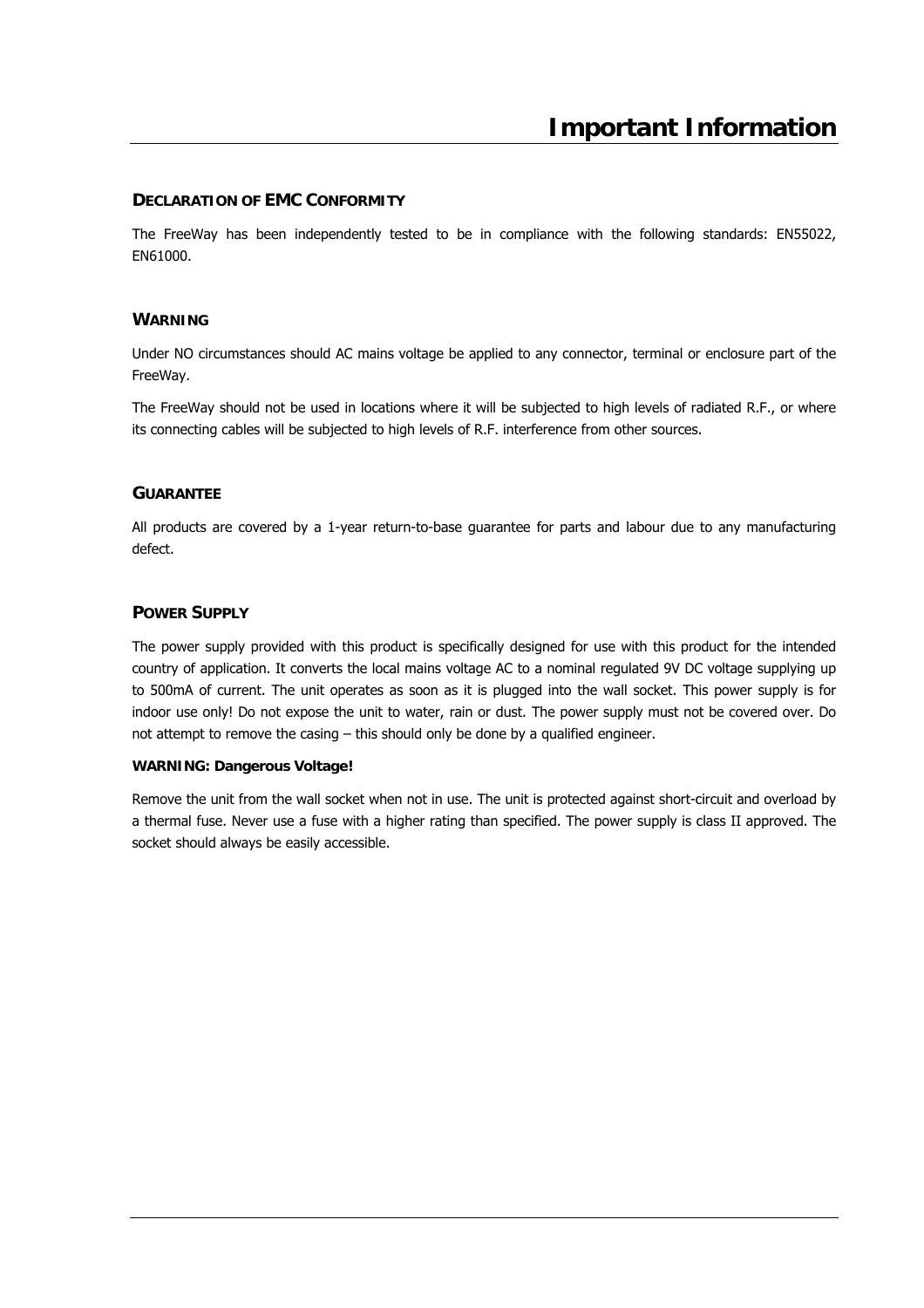# Important Information

## DECLARATION OF EMC CONFORMITY

The FreeWay has been independently tested to be in compliance with the following standards: EN55022, EN61000.

## WARNING

Under NO circumstances should AC mains voltage be applied to any connector, terminal or enclosure part of the FreeWay.

The FreeWay should not be used in locations where it will be subjected to high levels of radiated R.F., or where its connecting cables will be subjected to high levels of R.F. interference from other sources.

## GUARANTEE

All products are covered by a 1-year return-to-base guarantee for parts and labour due to any manufacturing defect.

## POWER SUPPLY

The power supply provided with this product is specifically designed for use with this product for the intended country of application. It converts the local mains voltage AC to a nominal regulated 9V DC voltage supplying up to 500mA of current. The unit operates as soon as it is plugged into the wall socket. This power supply is for indoor use only! Do not expose the unit to water, rain or dust. The power supply must not be covered over. Do not attempt to remove the casing – this should only be done by a qualified engineer.

**WARNING: Dangerous Voltage!**

Remove the unit from the wall socket when not in use. The unit is protected against short-circuit and overload by a thermal fuse. Never use a fuse with a higher rating than specified. The power supply is class II approved. The socket should always be easily accessible.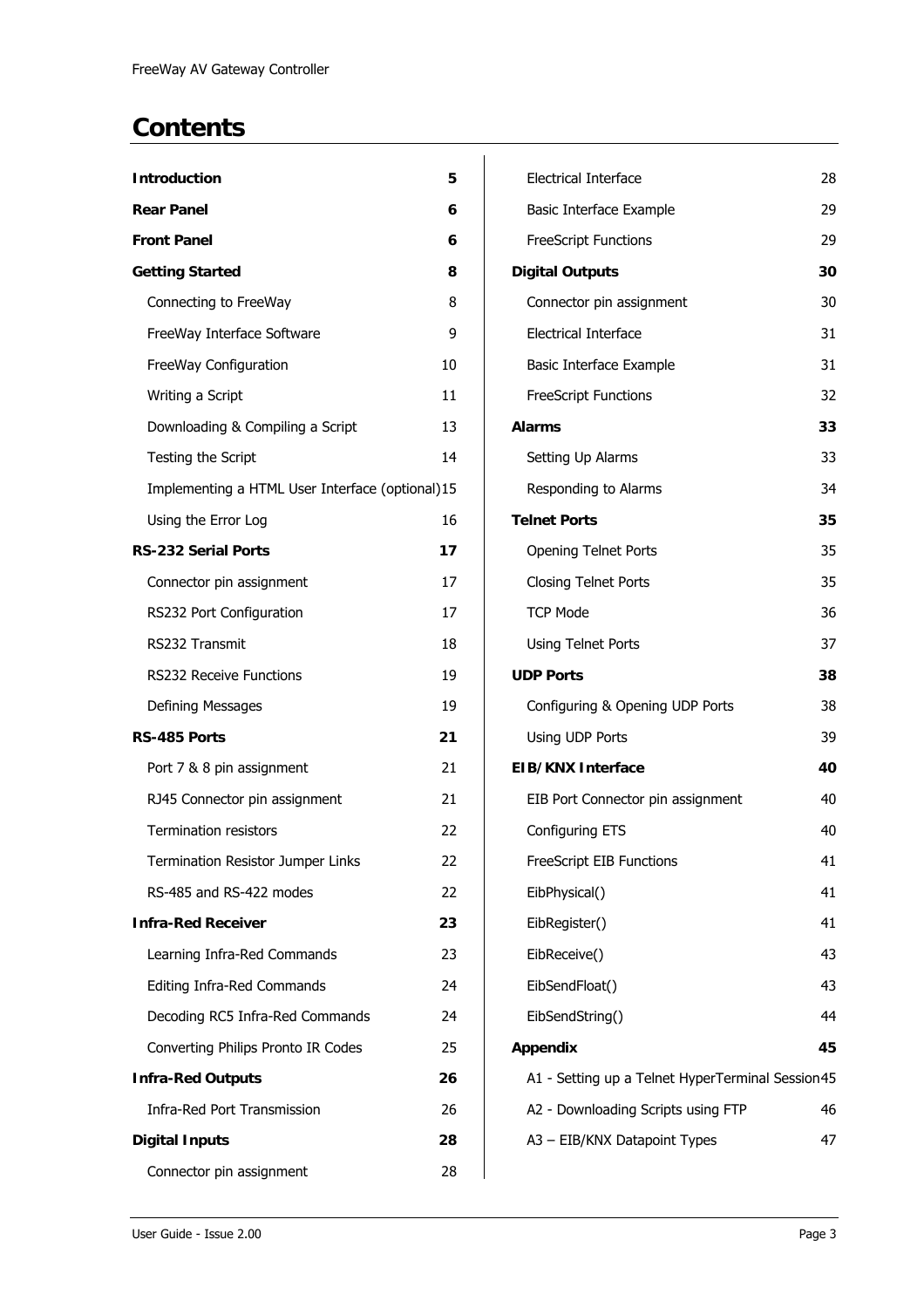# Contents

| | |
|---|---|
| **Introduction** | **5** |
| **Rear Panel** | **6** |
| **Front Panel** | **6** |
| **Getting Started** | **8** |
| Connecting to FreeWay | 8 |
| FreeWay Interface Software | 9 |
| FreeWay Configuration | 10 |
| Writing a Script | 11 |
| Downloading & Compiling a Script | 13 |
| Testing the Script | 14 |
| Implementing a HTML User Interface (optional) | 15 |
| Using the Error Log | 16 |
| **RS-232 Serial Ports** | **17** |
| Connector pin assignment | 17 |
| RS232 Port Configuration | 17 |
| RS232 Transmit | 18 |
| RS232 Receive Functions | 19 |
| Defining Messages | 19 |
| **RS-485 Ports** | **21** |
| Port 7 & 8 pin assignment | 21 |
| RJ45 Connector pin assignment | 21 |
| Termination resistors | 22 |
| Termination Resistor Jumper Links | 22 |
| RS-485 and RS-422 modes | 22 |
| **Infra-Red Receiver** | **23** |
| Learning Infra-Red Commands | 23 |
| Editing Infra-Red Commands | 24 |
| Decoding RC5 Infra-Red Commands | 24 |
| Converting Philips Pronto IR Codes | 25 |
| **Infra-Red Outputs** | **26** |
| Infra-Red Port Transmission | 26 |
| **Digital Inputs** | **28** |
| Connector pin assignment | 28 |
| Electrical Interface | 28 |
| Basic Interface Example | 29 |
| FreeScript Functions | 29 |
| **Digital Outputs** | **30** |
| Connector pin assignment | 30 |
| Electrical Interface | 31 |
| Basic Interface Example | 31 |
| FreeScript Functions | 32 |
| **Alarms** | **33** |
| Setting Up Alarms | 33 |
| Responding to Alarms | 34 |
| **Telnet Ports** | **35** |
| Opening Telnet Ports | 35 |
| Closing Telnet Ports | 35 |
| TCP Mode | 36 |
| Using Telnet Ports | 37 |
| **UDP Ports** | **38** |
| Configuring & Opening UDP Ports | 38 |
| Using UDP Ports | 39 |
| **EIB/KNX Interface** | **40** |
| EIB Port Connector pin assignment | 40 |
| Configuring ETS | 40 |
| FreeScript EIB Functions | 41 |
| EibPhysical() | 41 |
| EibRegister() | 41 |
| EibReceive() | 43 |
| EibSendFloat() | 43 |
| EibSendString() | 44 |
| **Appendix** | **45** |
| A1 - Setting up a Telnet HyperTerminal Session | 45 |
| A2 - Downloading Scripts using FTP | 46 |
| A3 – EIB/KNX Datapoint Types | 47 |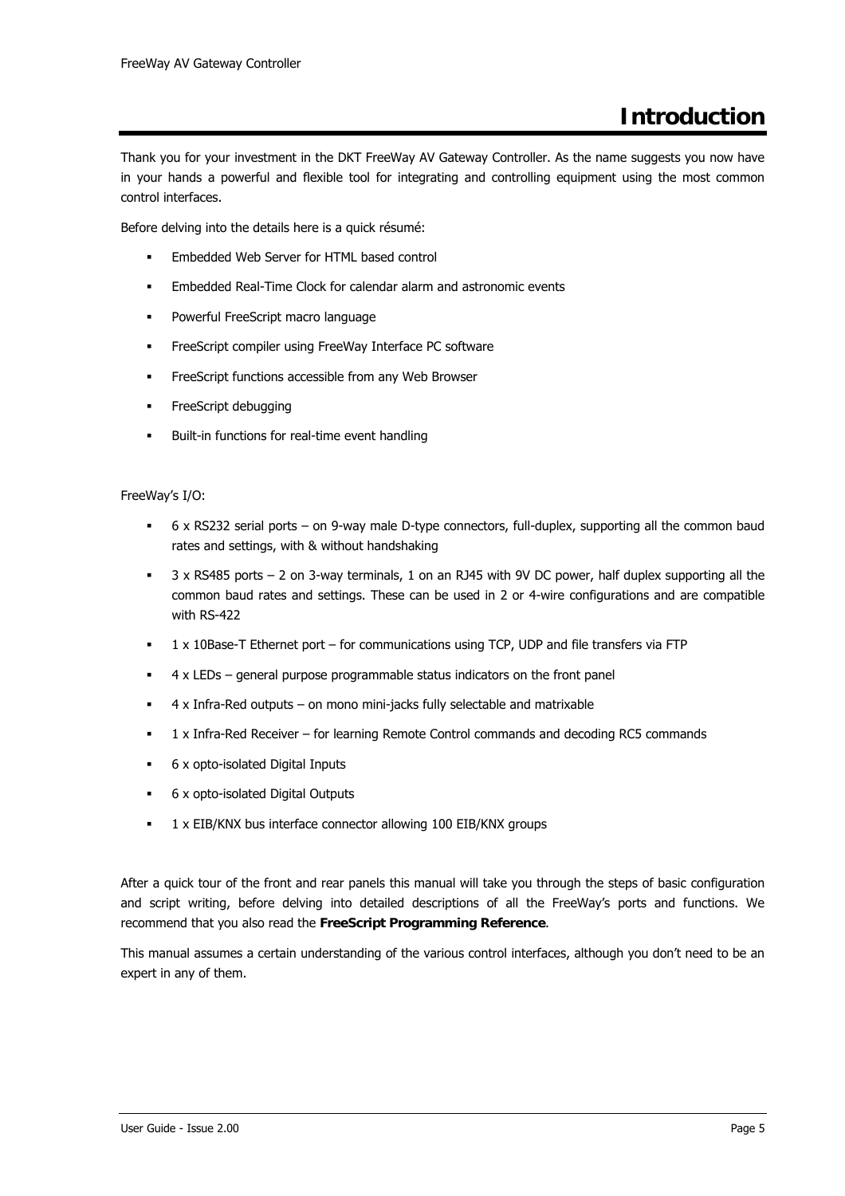# Introduction

Thank you for your investment in the DKT FreeWay AV Gateway Controller. As the name suggests you now have in your hands a powerful and flexible tool for integrating and controlling equipment using the most common control interfaces.

Before delving into the details here is a quick résumé:

- Embedded Web Server for HTML based control
- Embedded Real-Time Clock for calendar alarm and astronomic events
- Powerful FreeScript macro language
- FreeScript compiler using FreeWay Interface PC software
- FreeScript functions accessible from any Web Browser
- FreeScript debugging
- Built-in functions for real-time event handling

FreeWay's I/O:

- 6 x RS232 serial ports – on 9-way male D-type connectors, full-duplex, supporting all the common baud rates and settings, with & without handshaking
- 3 x RS485 ports – 2 on 3-way terminals, 1 on an RJ45 with 9V DC power, half duplex supporting all the common baud rates and settings. These can be used in 2 or 4-wire configurations and are compatible with RS-422
- 1 x 10Base-T Ethernet port – for communications using TCP, UDP and file transfers via FTP
- 4 x LEDs – general purpose programmable status indicators on the front panel
- 4 x Infra-Red outputs – on mono mini-jacks fully selectable and matrixable
- 1 x Infra-Red Receiver – for learning Remote Control commands and decoding RC5 commands
- 6 x opto-isolated Digital Inputs
- 6 x opto-isolated Digital Outputs
- 1 x EIB/KNX bus interface connector allowing 100 EIB/KNX groups

After a quick tour of the front and rear panels this manual will take you through the steps of basic configuration and script writing, before delving into detailed descriptions of all the FreeWay's ports and functions. We recommend that you also read the **FreeScript Programming Reference**.

This manual assumes a certain understanding of the various control interfaces, although you don't need to be an expert in any of them.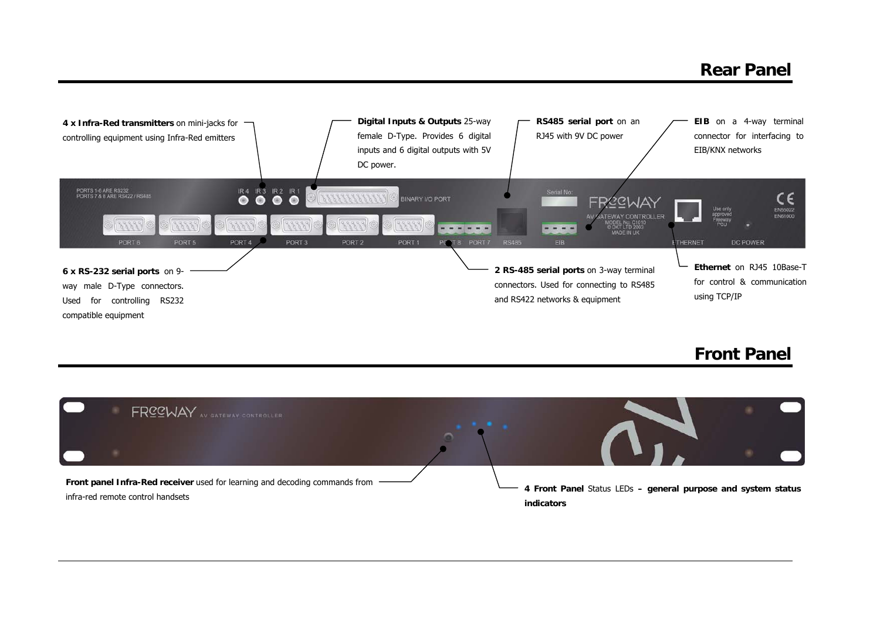## Rear Panel

**4 x Infra-Red transmitters** on mini-jacks for controlling equipment using Infra-Red emitters

**Digital Inputs & Outputs** 25-way female D-Type. Provides 6 digital inputs and 6 digital outputs with 5V DC power.

**RS485 serial port** on an RJ45 with 9V DC power

**EIB** on a 4-way terminal connector for interfacing to EIB/KNX networks

**6 x RS-232 serial ports** on 9-way male D-Type connectors. Used for controlling RS232 compatible equipment

**2 RS-485 serial ports** on 3-way terminal connectors. Used for connecting to RS485 and RS422 networks & equipment

**Ethernet** on RJ45 10Base-T for control & communication using TCP/IP

## Front Panel

**Front panel Infra-Red receiver** used for learning and decoding commands from infra-red remote control handsets

**4 Front Panel** Status LEDs **– general purpose and system status indicators**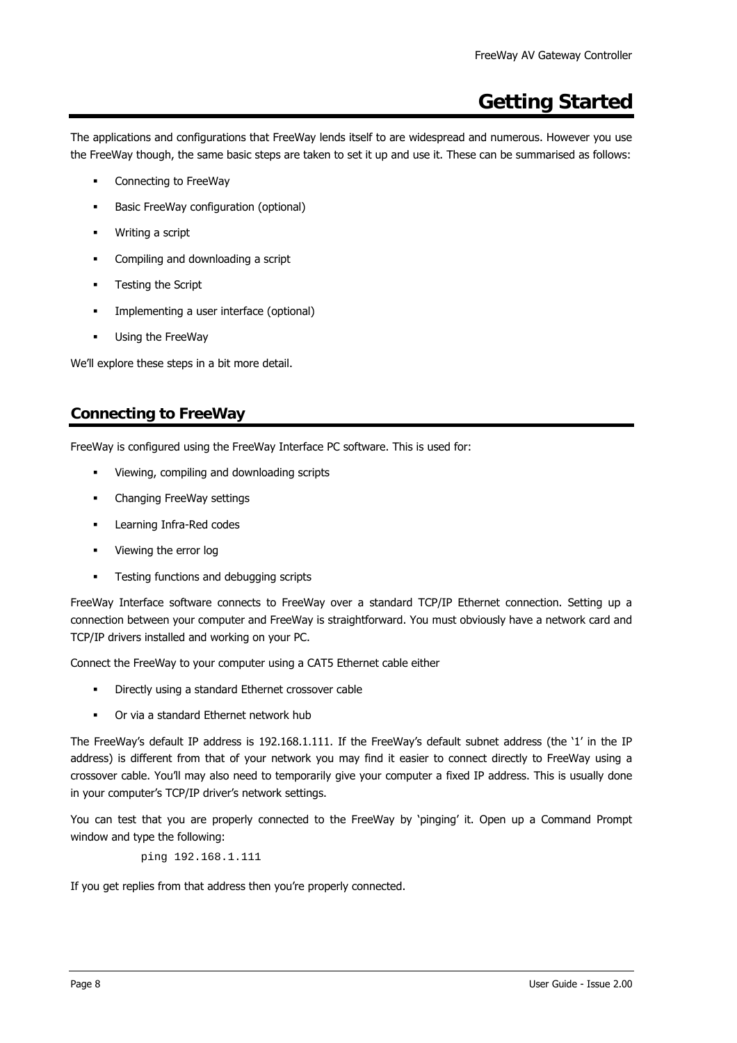# Getting Started

The applications and configurations that FreeWay lends itself to are widespread and numerous. However you use the FreeWay though, the same basic steps are taken to set it up and use it. These can be summarised as follows:

- Connecting to FreeWay
- Basic FreeWay configuration (optional)
- Writing a script
- Compiling and downloading a script
- Testing the Script
- Implementing a user interface (optional)
- Using the FreeWay

We'll explore these steps in a bit more detail.

## Connecting to FreeWay

FreeWay is configured using the FreeWay Interface PC software. This is used for:

- Viewing, compiling and downloading scripts
- Changing FreeWay settings
- Learning Infra-Red codes
- Viewing the error log
- Testing functions and debugging scripts

FreeWay Interface software connects to FreeWay over a standard TCP/IP Ethernet connection. Setting up a connection between your computer and FreeWay is straightforward. You must obviously have a network card and TCP/IP drivers installed and working on your PC.

Connect the FreeWay to your computer using a CAT5 Ethernet cable either

- Directly using a standard Ethernet crossover cable
- Or via a standard Ethernet network hub

The FreeWay's default IP address is 192.168.1.111. If the FreeWay's default subnet address (the '1' in the IP address) is different from that of your network you may find it easier to connect directly to FreeWay using a crossover cable. You'll may also need to temporarily give your computer a fixed IP address. This is usually done in your computer's TCP/IP driver's network settings.

You can test that you are properly connected to the FreeWay by 'pinging' it. Open up a Command Prompt window and type the following:

```
ping 192.168.1.111
```

If you get replies from that address then you're properly connected.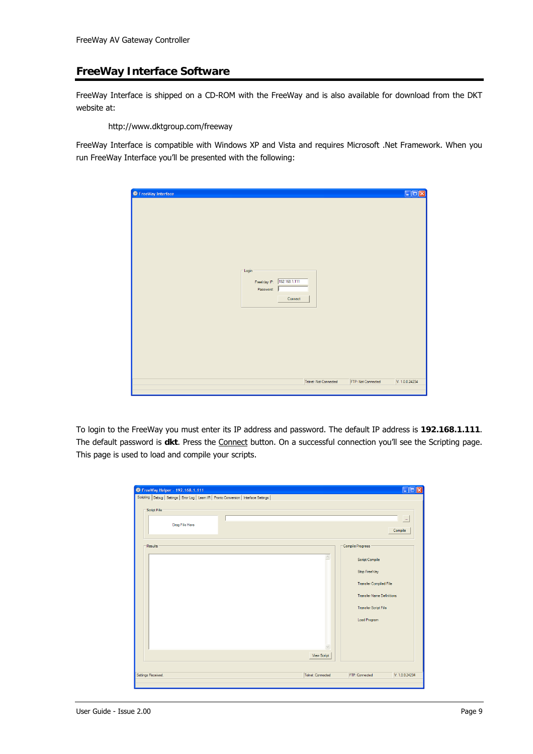## FreeWay Interface Software

FreeWay Interface is shipped on a CD-ROM with the FreeWay and is also available for download from the DKT website at:

http://www.dktgroup.com/freeway

FreeWay Interface is compatible with Windows XP and Vista and requires Microsoft .Net Framework. When you run FreeWay Interface you'll be presented with the following:

To login to the FreeWay you must enter its IP address and password. The default IP address is **192.168.1.111**. The default password is **dkt**. Press the Connect button. On a successful connection you'll see the Scripting page. This page is used to load and compile your scripts.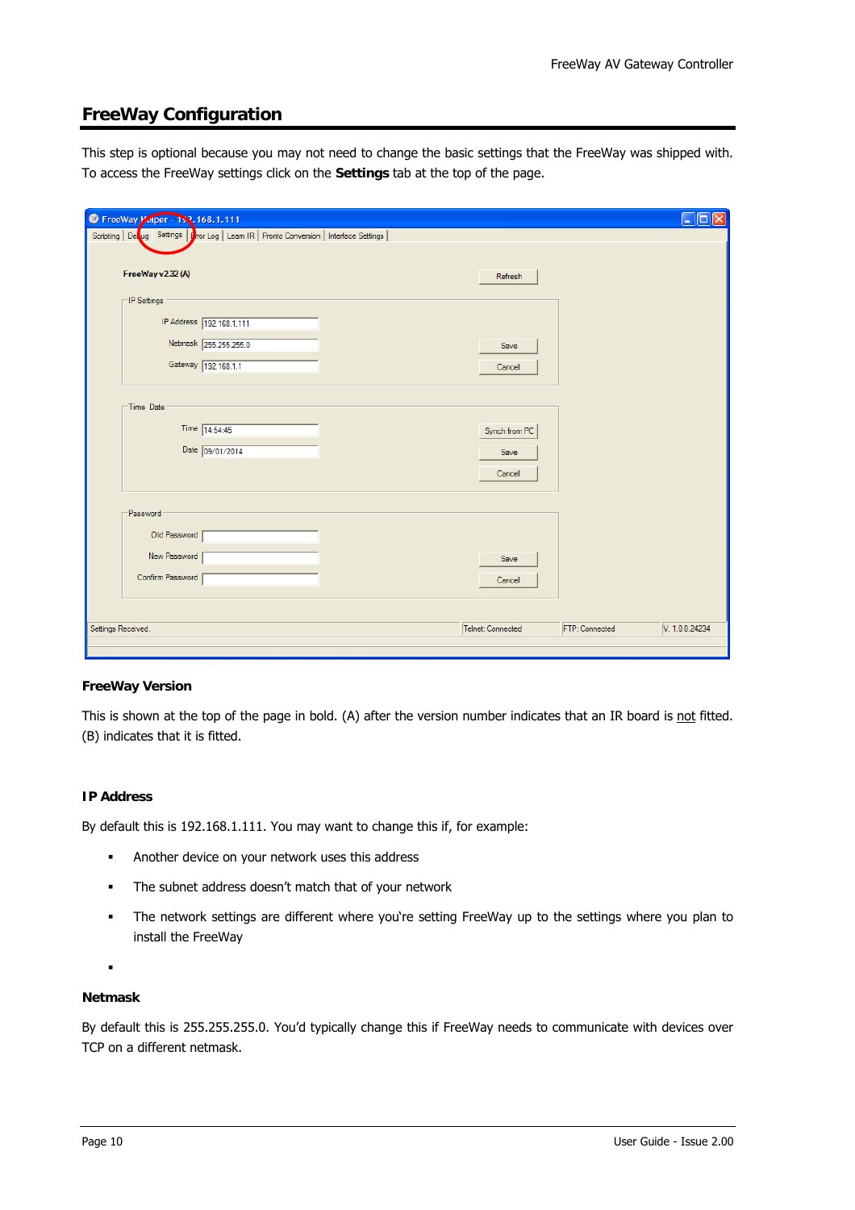## FreeWay Configuration

This step is optional because you may not need to change the basic settings that the FreeWay was shipped with. To access the FreeWay settings click on the **Settings** tab at the top of the page.

### FreeWay Version

This is shown at the top of the page in bold. (A) after the version number indicates that an IR board is not fitted. (B) indicates that it is fitted.

### IP Address

By default this is 192.168.1.111. You may want to change this if, for example:

- Another device on your network uses this address
- The subnet address doesn't match that of your network
- The network settings are different where you're setting FreeWay up to the settings where you plan to install the FreeWay
- 

### Netmask

By default this is 255.255.255.0. You'd typically change this if FreeWay needs to communicate with devices over TCP on a different netmask.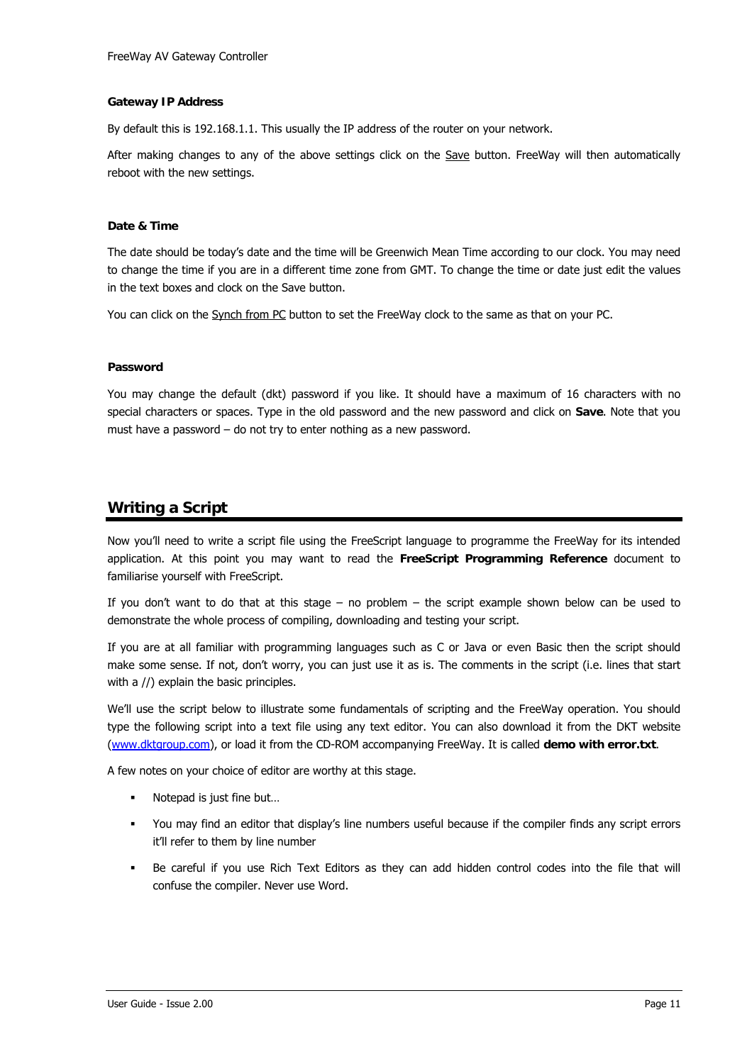#### Gateway IP Address

By default this is 192.168.1.1. This usually the IP address of the router on your network.

After making changes to any of the above settings click on the Save button. FreeWay will then automatically reboot with the new settings.

#### Date & Time

The date should be today's date and the time will be Greenwich Mean Time according to our clock. You may need to change the time if you are in a different time zone from GMT. To change the time or date just edit the values in the text boxes and clock on the Save button.

You can click on the Synch from PC button to set the FreeWay clock to the same as that on your PC.

#### Password

You may change the default (dkt) password if you like. It should have a maximum of 16 characters with no special characters or spaces. Type in the old password and the new password and click on **Save**. Note that you must have a password – do not try to enter nothing as a new password.

## Writing a Script

Now you'll need to write a script file using the FreeScript language to programme the FreeWay for its intended application. At this point you may want to read the **FreeScript Programming Reference** document to familiarise yourself with FreeScript.

If you don't want to do that at this stage – no problem – the script example shown below can be used to demonstrate the whole process of compiling, downloading and testing your script.

If you are at all familiar with programming languages such as C or Java or even Basic then the script should make some sense. If not, don't worry, you can just use it as is. The comments in the script (i.e. lines that start with a //) explain the basic principles.

We'll use the script below to illustrate some fundamentals of scripting and the FreeWay operation. You should type the following script into a text file using any text editor. You can also download it from the DKT website (www.dktgroup.com), or load it from the CD-ROM accompanying FreeWay. It is called **demo with error.txt**.

A few notes on your choice of editor are worthy at this stage.

- Notepad is just fine but…
- You may find an editor that display's line numbers useful because if the compiler finds any script errors it'll refer to them by line number
- Be careful if you use Rich Text Editors as they can add hidden control codes into the file that will confuse the compiler. Never use Word.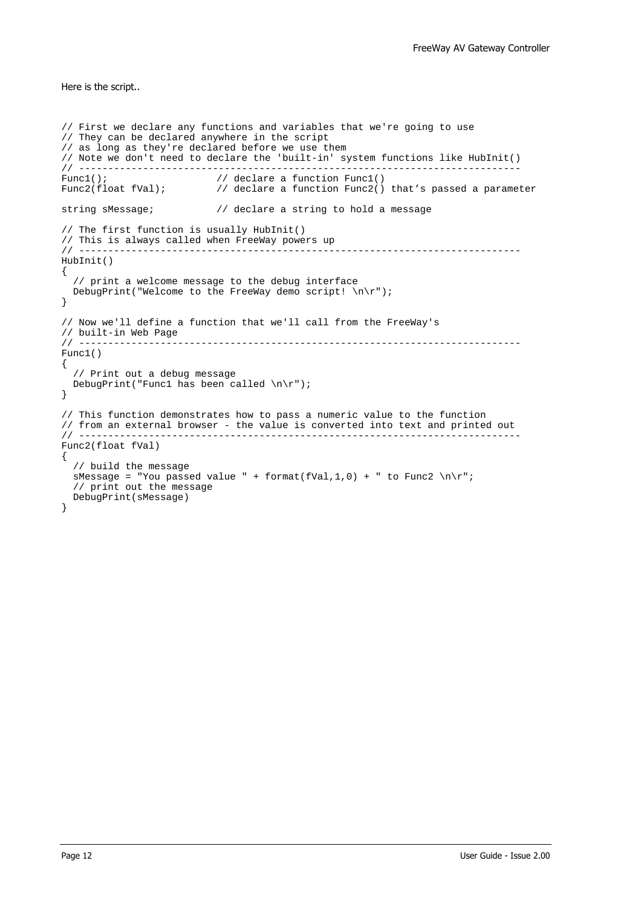Here is the script..

```
// First we declare any functions and variables that we're going to use
// They can be declared anywhere in the script
// as long as they're declared before we use them
// Note we don't need to declare the 'built-in' system functions like HubInit()
// --------------------------------------------------------------------------
Func1();                  // declare a function Func1()
Func2(float fVal);        // declare a function Func2() that’s passed a parameter

string sMessage;          // declare a string to hold a message

// The first function is usually HubInit()
// This is always called when FreeWay powers up
// --------------------------------------------------------------------------
HubInit()
{
  // print a welcome message to the debug interface
  DebugPrint("Welcome to the FreeWay demo script! \n\r");
}

// Now we'll define a function that we'll call from the FreeWay's
// built-in Web Page
// --------------------------------------------------------------------------
Func1()
{
  // Print out a debug message
  DebugPrint("Func1 has been called \n\r");
}

// This function demonstrates how to pass a numeric value to the function
// from an external browser - the value is converted into text and printed out
// --------------------------------------------------------------------------
Func2(float fVal)
{
  // build the message
  sMessage = "You passed value " + format(fVal,1,0) + " to Func2 \n\r";
  // print out the message
  DebugPrint(sMessage)
}
```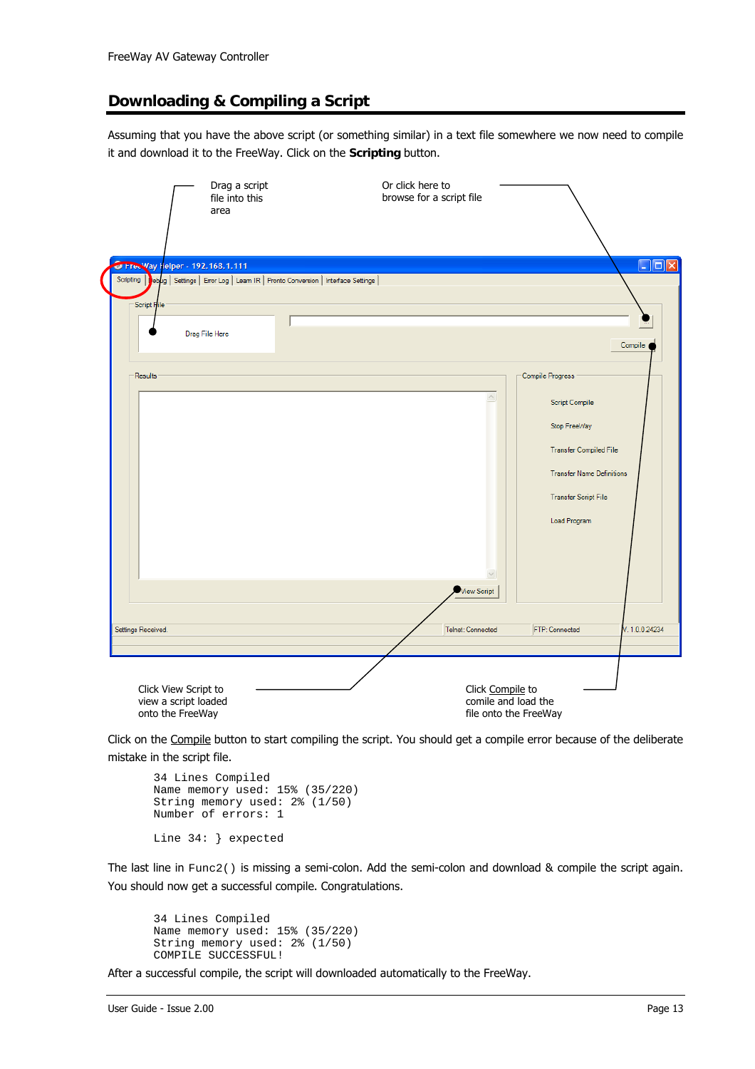## Downloading & Compiling a Script

Assuming that you have the above script (or something similar) in a text file somewhere we now need to compile it and download it to the FreeWay. Click on the **Scripting** button.

Drag a script file into this area

Or click here to browse for a script file

Click View Script to view a script loaded onto the FreeWay

Click Compile to comile and load the file onto the FreeWay

Click on the Compile button to start compiling the script. You should get a compile error because of the deliberate mistake in the script file.

```
34 Lines Compiled
Name memory used: 15% (35/220)
String memory used: 2% (1/50)
Number of errors: 1

Line 34: } expected
```

The last line in `Func2()` is missing a semi-colon. Add the semi-colon and download & compile the script again. You should now get a successful compile. Congratulations.

```
34 Lines Compiled
Name memory used: 15% (35/220)
String memory used: 2% (1/50)
COMPILE SUCCESSFUL!
```

After a successful compile, the script will downloaded automatically to the FreeWay.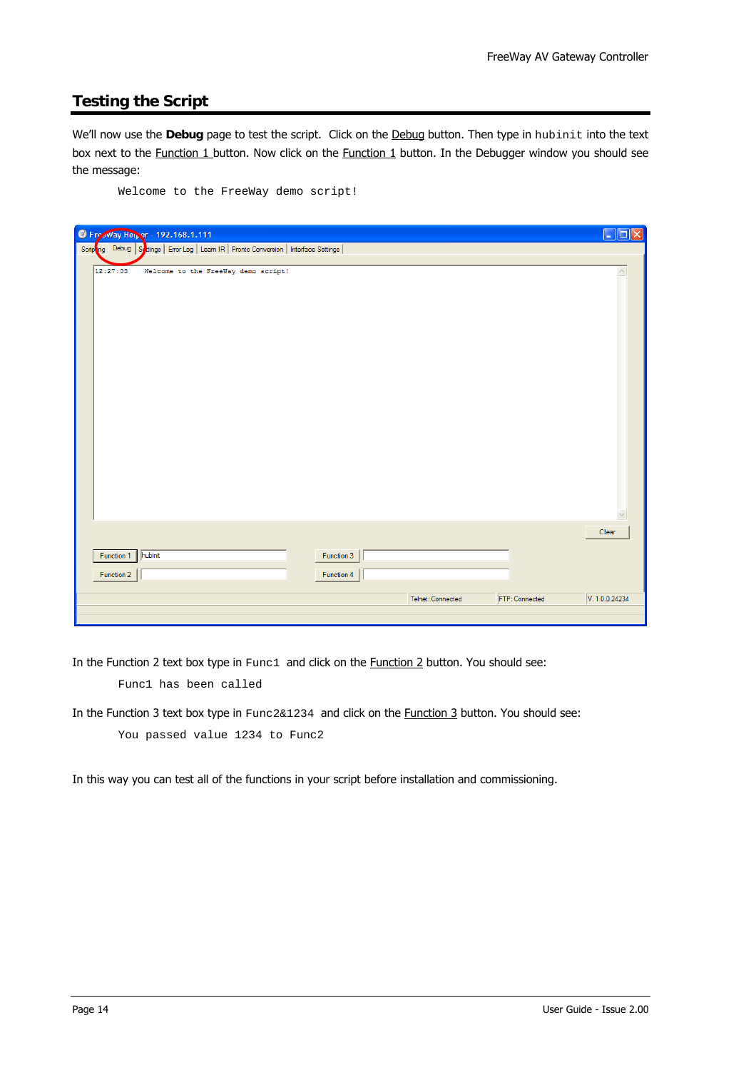## Testing the Script

We'll now use the **Debug** page to test the script. Click on the Debug button. Then type in `hubinit` into the text box next to the Function 1 button. Now click on the Function 1 button. In the Debugger window you should see the message:

```
Welcome to the FreeWay demo script!
```

In the Function 2 text box type in `Func1` and click on the Function 2 button. You should see:

```
Func1 has been called
```

In the Function 3 text box type in `Func2&1234` and click on the Function 3 button. You should see:

```
You passed value 1234 to Func2
```

In this way you can test all of the functions in your script before installation and commissioning.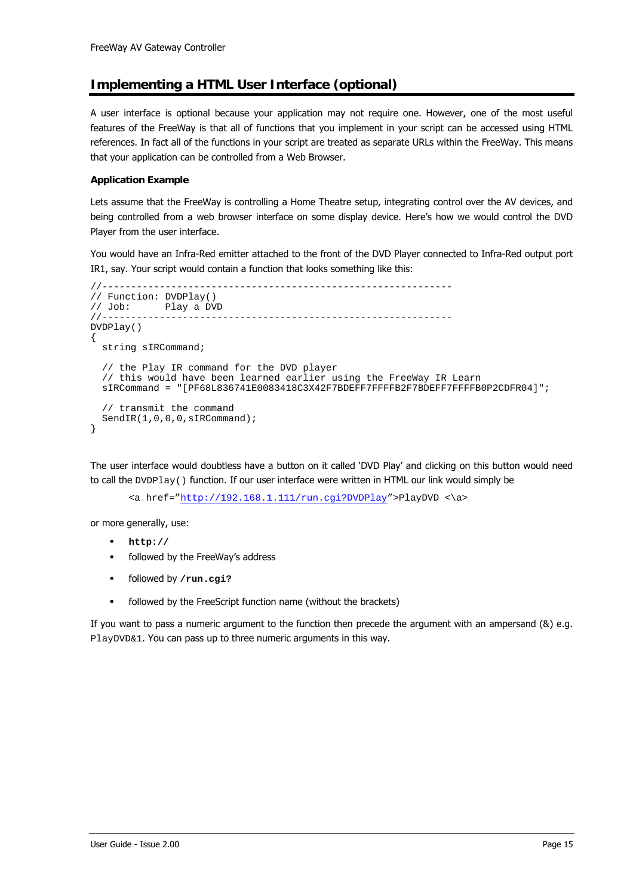## Implementing a HTML User Interface (optional)

A user interface is optional because your application may not require one. However, one of the most useful features of the FreeWay is that all of functions that you implement in your script can be accessed using HTML references. In fact all of the functions in your script are treated as separate URLs within the FreeWay. This means that your application can be controlled from a Web Browser.

**Application Example**

Lets assume that the FreeWay is controlling a Home Theatre setup, integrating control over the AV devices, and being controlled from a web browser interface on some display device. Here's how we would control the DVD Player from the user interface.

You would have an Infra-Red emitter attached to the front of the DVD Player connected to Infra-Red output port IR1, say. Your script would contain a function that looks something like this:

```
//-----------------------------------------------------------
// Function: DVDPlay()
// Job:      Play a DVD
//-----------------------------------------------------------
DVDPlay()
{
  string sIRCommand;

  // the Play IR command for the DVD player
  // this would have been learned earlier using the FreeWay IR Learn
  sIRCommand = "[PF68L836741E0083418C3X42F7BDEFF7FFFFB2F7BDEFF7FFFFB0P2CDFR04]";

  // transmit the command
  SendIR(1,0,0,0,sIRCommand);
}
```

The user interface would doubtless have a button on it called 'DVD Play' and clicking on this button would need to call the `DVDPlay()` function. If our user interface were written in HTML our link would simply be

```
<a href="http://192.168.1.111/run.cgi?DVDPlay">PlayDVD <\a>
```

or more generally, use:

- **`http://`**
- followed by the FreeWay's address
- followed by **`/run.cgi?`**
- followed by the FreeScript function name (without the brackets)

If you want to pass a numeric argument to the function then precede the argument with an ampersand (&) e.g. `PlayDVD&1`. You can pass up to three numeric arguments in this way.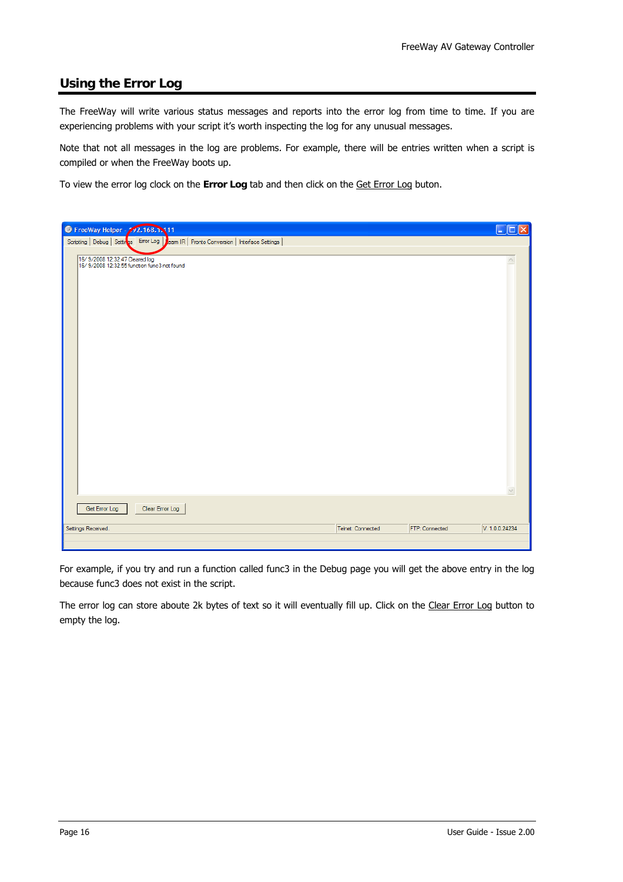## Using the Error Log

The FreeWay will write various status messages and reports into the error log from time to time. If you are experiencing problems with your script it's worth inspecting the log for any unusual messages.

Note that not all messages in the log are problems. For example, there will be entries written when a script is compiled or when the FreeWay boots up.

To view the error log clock on the **Error Log** tab and then click on the Get Error Log buton.

For example, if you try and run a function called func3 in the Debug page you will get the above entry in the log because func3 does not exist in the script.

The error log can store aboute 2k bytes of text so it will eventually fill up. Click on the Clear Error Log button to empty the log.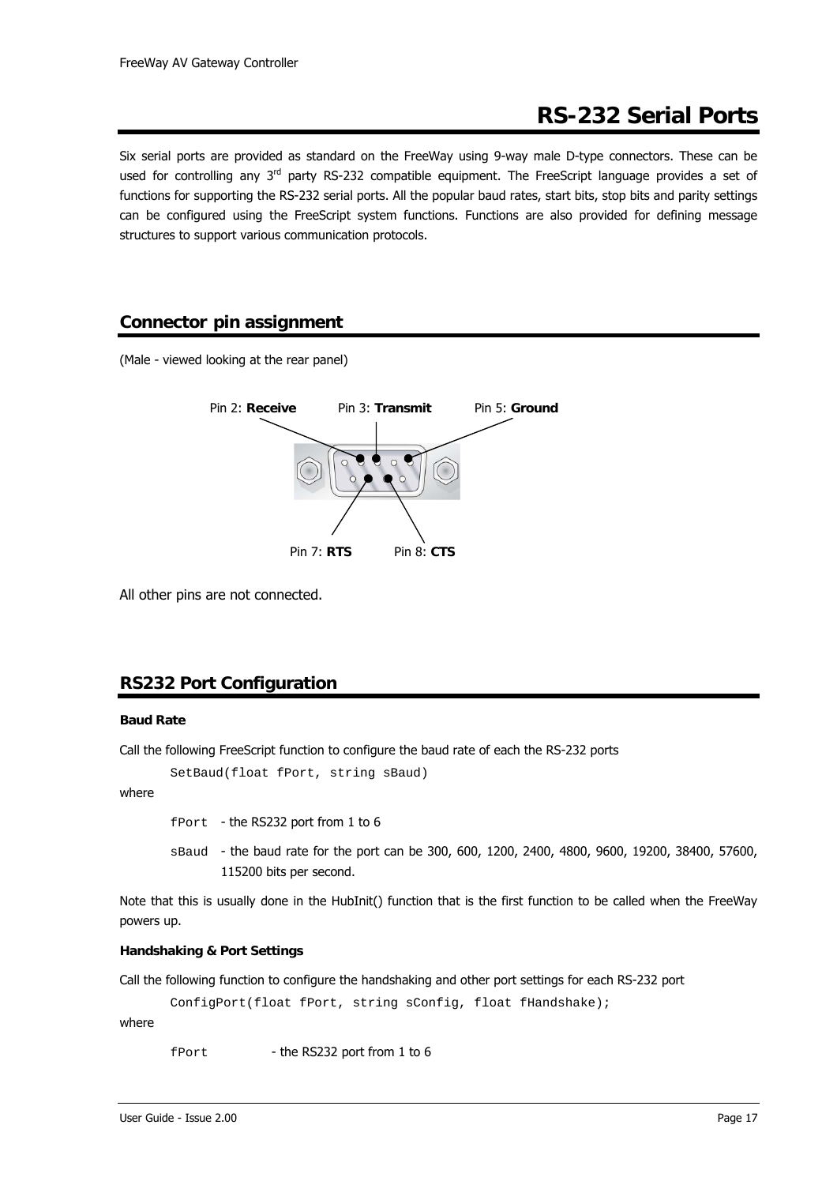# RS-232 Serial Ports

Six serial ports are provided as standard on the FreeWay using 9-way male D-type connectors. These can be used for controlling any 3rd party RS-232 compatible equipment. The FreeScript language provides a set of functions for supporting the RS-232 serial ports. All the popular baud rates, start bits, stop bits and parity settings can be configured using the FreeScript system functions. Functions are also provided for defining message structures to support various communication protocols.

## Connector pin assignment

(Male - viewed looking at the rear panel)

Pin 2: **Receive** Pin 3: **Transmit** Pin 5: **Ground**

Pin 7: **RTS** Pin 8: **CTS**

All other pins are not connected.

## RS232 Port Configuration

**Baud Rate**

Call the following FreeScript function to configure the baud rate of each the RS-232 ports

```
SetBaud(float fPort, string sBaud)
```

where

`fPort` - the RS232 port from 1 to 6

`sBaud` - the baud rate for the port can be 300, 600, 1200, 2400, 4800, 9600, 19200, 38400, 57600, 115200 bits per second.

Note that this is usually done in the HubInit() function that is the first function to be called when the FreeWay powers up.

**Handshaking & Port Settings**

Call the following function to configure the handshaking and other port settings for each RS-232 port

```
ConfigPort(float fPort, string sConfig, float fHandshake);
```

where

`fPort` - the RS232 port from 1 to 6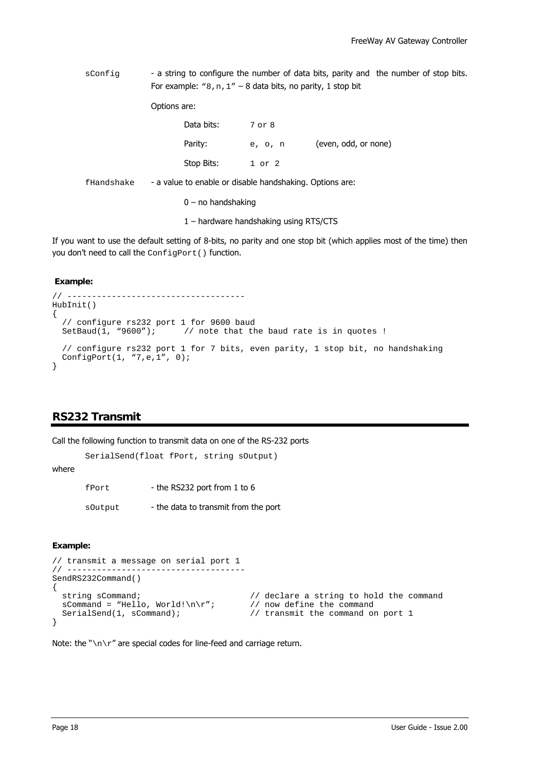sConfig - a string to configure the number of data bits, parity and the number of stop bits. For example: "8,n,1" – 8 data bits, no parity, 1 stop bit

Options are:

| | | |
|---|---|---|
| Data bits: | 7 or 8 | |
| Parity: | e, o, n | (even, odd, or none) |
| Stop Bits: | 1 or 2 | |

fHandshake - a value to enable or disable handshaking. Options are:

0 – no handshaking

1 – hardware handshaking using RTS/CTS

If you want to use the default setting of 8-bits, no parity and one stop bit (which applies most of the time) then you don't need to call the `ConfigPort()` function.

**Example:**

```
// -----------------------------------
HubInit()
{
  // configure rs232 port 1 for 9600 baud
  SetBaud(1, "9600");      // note that the baud rate is in quotes !

  // configure rs232 port 1 for 7 bits, even parity, 1 stop bit, no handshaking
  ConfigPort(1, "7,e,1", 0);
}
```

## RS232 Transmit

Call the following function to transmit data on one of the RS-232 ports

```
SerialSend(float fPort, string sOutput)
```

where

fPort - the RS232 port from 1 to 6

sOutput - the data to transmit from the port

**Example:**

```
// transmit a message on serial port 1
// -----------------------------------
SendRS232Command()
{
  string sCommand;                      // declare a string to hold the command
  sCommand = "Hello, World!\n\r";       // now define the command
  SerialSend(1, sCommand);              // transmit the command on port 1
}
```

Note: the "`\n\r`" are special codes for line-feed and carriage return.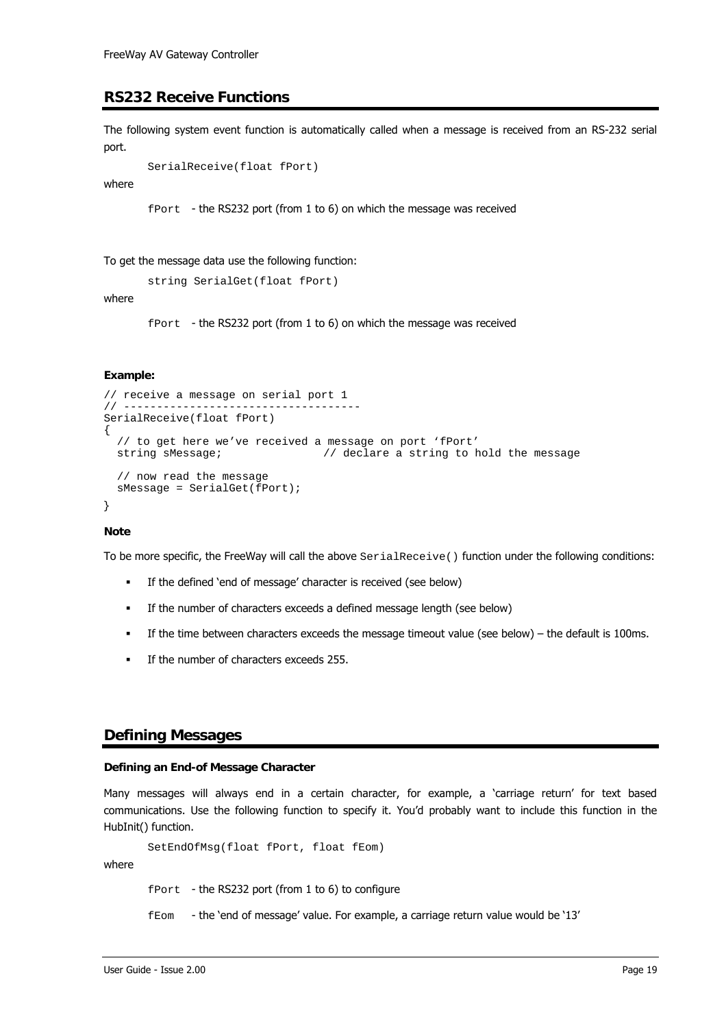## RS232 Receive Functions

The following system event function is automatically called when a message is received from an RS-232 serial port.

```
SerialReceive(float fPort)
```

where

`fPort` - the RS232 port (from 1 to 6) on which the message was received

To get the message data use the following function:

```
string SerialGet(float fPort)
```

where

`fPort` - the RS232 port (from 1 to 6) on which the message was received

**Example:**

```
// receive a message on serial port 1
// -----------------------------------
SerialReceive(float fPort)
{
  // to get here we've received a message on port 'fPort'
  string sMessage;               // declare a string to hold the message

  // now read the message
  sMessage = SerialGet(fPort);
}
```

**Note**

To be more specific, the FreeWay will call the above `SerialReceive()` function under the following conditions:

- If the defined 'end of message' character is received (see below)
- If the number of characters exceeds a defined message length (see below)
- If the time between characters exceeds the message timeout value (see below) – the default is 100ms.
- If the number of characters exceeds 255.

## Defining Messages

**Defining an End-of Message Character**

Many messages will always end in a certain character, for example, a 'carriage return' for text based communications. Use the following function to specify it. You'd probably want to include this function in the HubInit() function.

```
SetEndOfMsg(float fPort, float fEom)
```

where

`fPort` - the RS232 port (from 1 to 6) to configure

`fEom` - the 'end of message' value. For example, a carriage return value would be '13'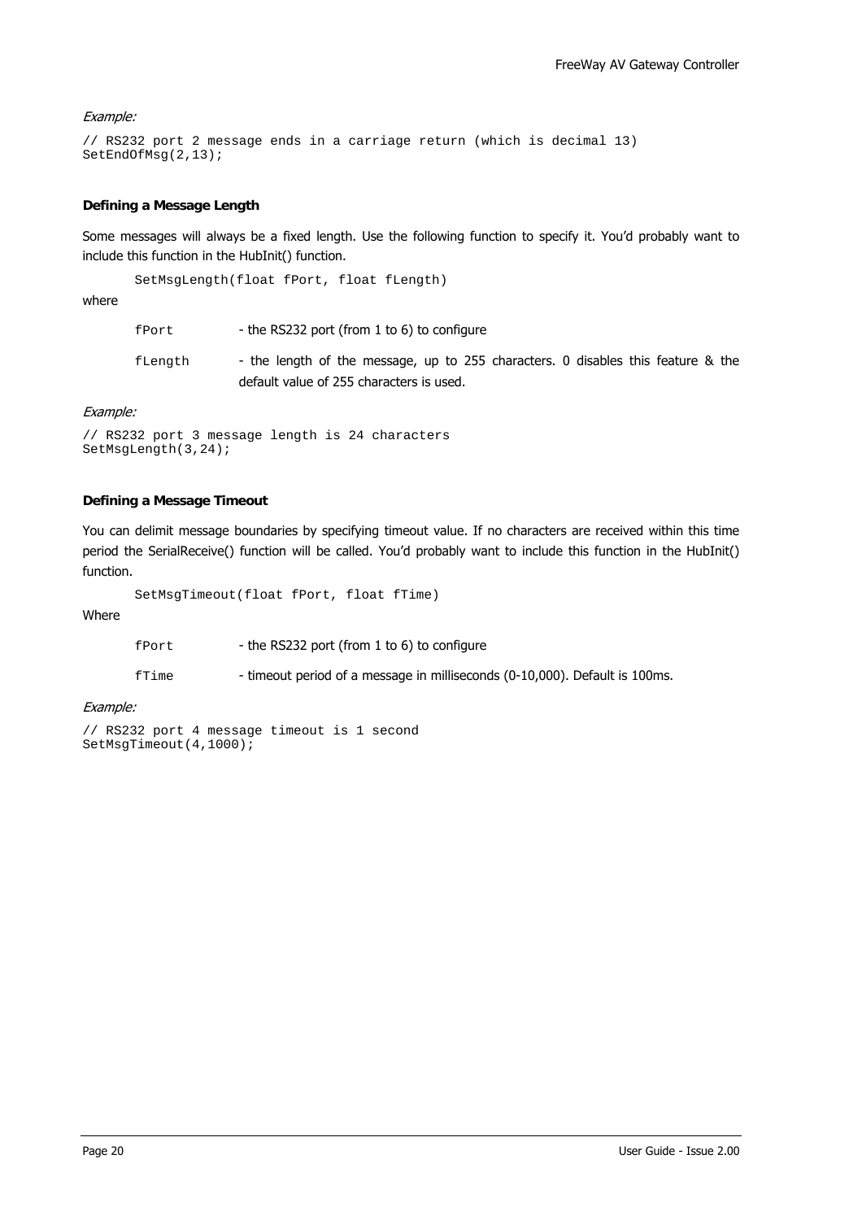*Example:*

```
// RS232 port 2 message ends in a carriage return (which is decimal 13)
SetEndOfMsg(2,13);
```

**Defining a Message Length**

Some messages will always be a fixed length. Use the following function to specify it. You'd probably want to include this function in the HubInit() function.

```
SetMsgLength(float fPort, float fLength)
```

where

| | |
|---|---|
| `fPort` | - the RS232 port (from 1 to 6) to configure |
| `fLength` | - the length of the message, up to 255 characters. 0 disables this feature & the default value of 255 characters is used. |

*Example:*

```
// RS232 port 3 message length is 24 characters
SetMsgLength(3,24);
```

**Defining a Message Timeout**

You can delimit message boundaries by specifying timeout value. If no characters are received within this time period the SerialReceive() function will be called. You'd probably want to include this function in the HubInit() function.

```
SetMsgTimeout(float fPort, float fTime)
```

Where

| | |
|---|---|
| `fPort` | - the RS232 port (from 1 to 6) to configure |
| `fTime` | - timeout period of a message in milliseconds (0-10,000). Default is 100ms. |

*Example:*

```
// RS232 port 4 message timeout is 1 second
SetMsgTimeout(4,1000);
```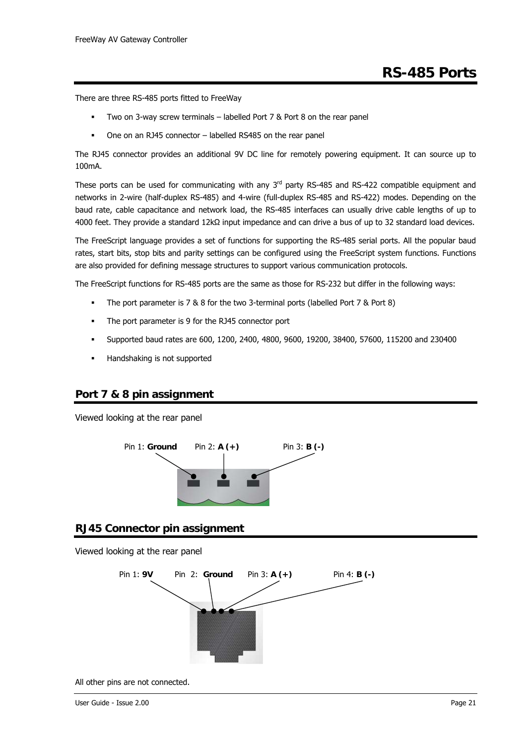# RS-485 Ports

There are three RS-485 ports fitted to FreeWay

- Two on 3-way screw terminals – labelled Port 7 & Port 8 on the rear panel
- One on an RJ45 connector – labelled RS485 on the rear panel

The RJ45 connector provides an additional 9V DC line for remotely powering equipment. It can source up to 100mA.

These ports can be used for communicating with any 3rd party RS-485 and RS-422 compatible equipment and networks in 2-wire (half-duplex RS-485) and 4-wire (full-duplex RS-485 and RS-422) modes. Depending on the baud rate, cable capacitance and network load, the RS-485 interfaces can usually drive cable lengths of up to 4000 feet. They provide a standard 12kΩ input impedance and can drive a bus of up to 32 standard load devices.

The FreeScript language provides a set of functions for supporting the RS-485 serial ports. All the popular baud rates, start bits, stop bits and parity settings can be configured using the FreeScript system functions. Functions are also provided for defining message structures to support various communication protocols.

The FreeScript functions for RS-485 ports are the same as those for RS-232 but differ in the following ways:

- The port parameter is 7 & 8 for the two 3-terminal ports (labelled Port 7 & Port 8)
- The port parameter is 9 for the RJ45 connector port
- Supported baud rates are 600, 1200, 2400, 4800, 9600, 19200, 38400, 57600, 115200 and 230400
- Handshaking is not supported

## Port 7 & 8 pin assignment

Viewed looking at the rear panel

Pin 1: **Ground** Pin 2: **A (+)** Pin 3: **B (-)**

## RJ45 Connector pin assignment

Viewed looking at the rear panel

Pin 1: **9V** Pin 2: **Ground** Pin 3: **A (+)** Pin 4: **B (-)**

All other pins are not connected.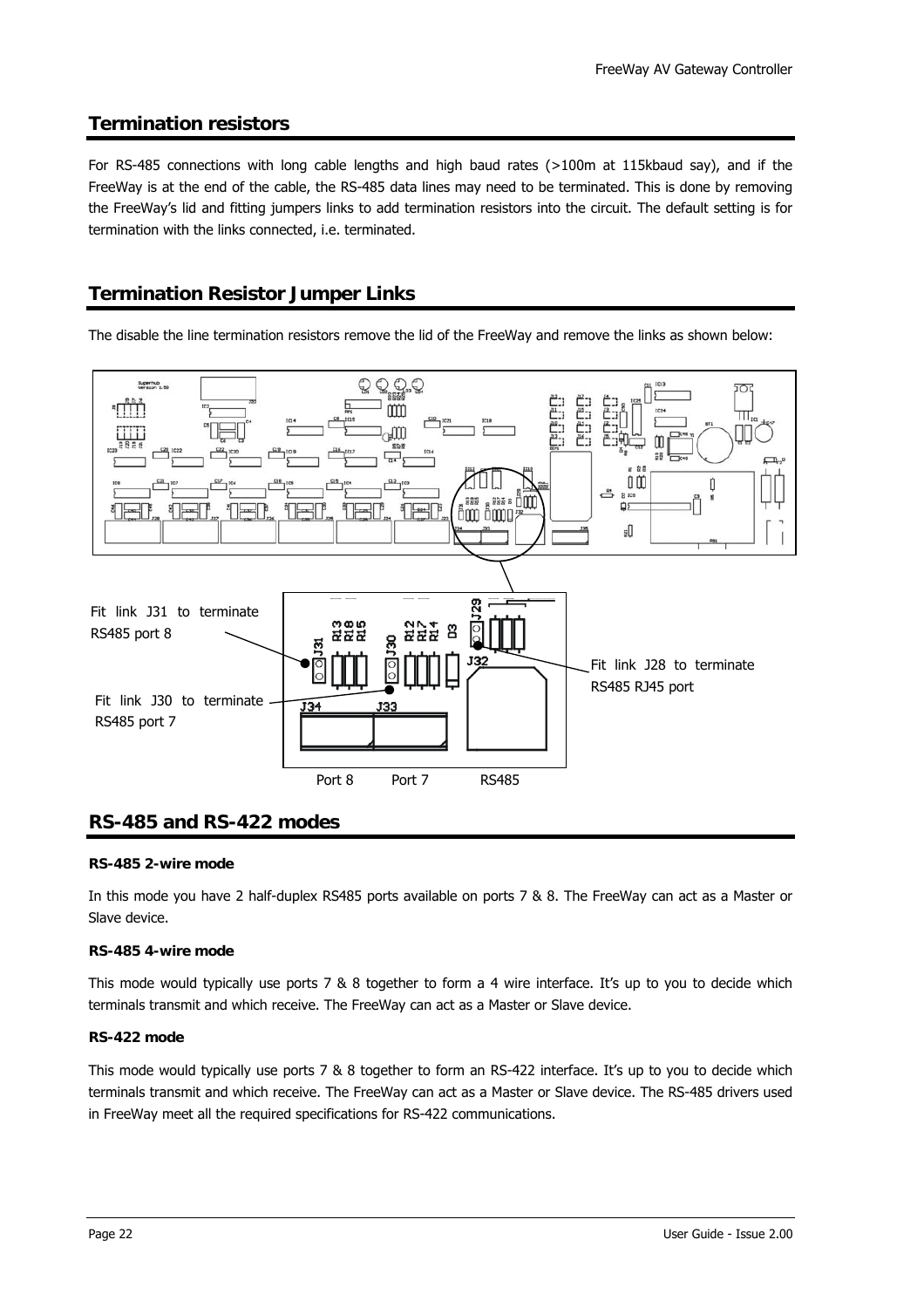## Termination resistors

For RS-485 connections with long cable lengths and high baud rates (>100m at 115kbaud say), and if the FreeWay is at the end of the cable, the RS-485 data lines may need to be terminated. This is done by removing the FreeWay's lid and fitting jumpers links to add termination resistors into the circuit. The default setting is for termination with the links connected, i.e. terminated.

## Termination Resistor Jumper Links

The disable the line termination resistors remove the lid of the FreeWay and remove the links as shown below:

Fit link J31 to terminate RS485 port 8

Fit link J30 to terminate RS485 port 7

Fit link J28 to terminate RS485 RJ45 port

Port 8 Port 7 RS485

## RS-485 and RS-422 modes

**RS-485 2-wire mode**

In this mode you have 2 half-duplex RS485 ports available on ports 7 & 8. The FreeWay can act as a Master or Slave device.

**RS-485 4-wire mode**

This mode would typically use ports 7 & 8 together to form a 4 wire interface. It's up to you to decide which terminals transmit and which receive. The FreeWay can act as a Master or Slave device.

**RS-422 mode**

This mode would typically use ports 7 & 8 together to form an RS-422 interface. It's up to you to decide which terminals transmit and which receive. The FreeWay can act as a Master or Slave device. The RS-485 drivers used in FreeWay meet all the required specifications for RS-422 communications.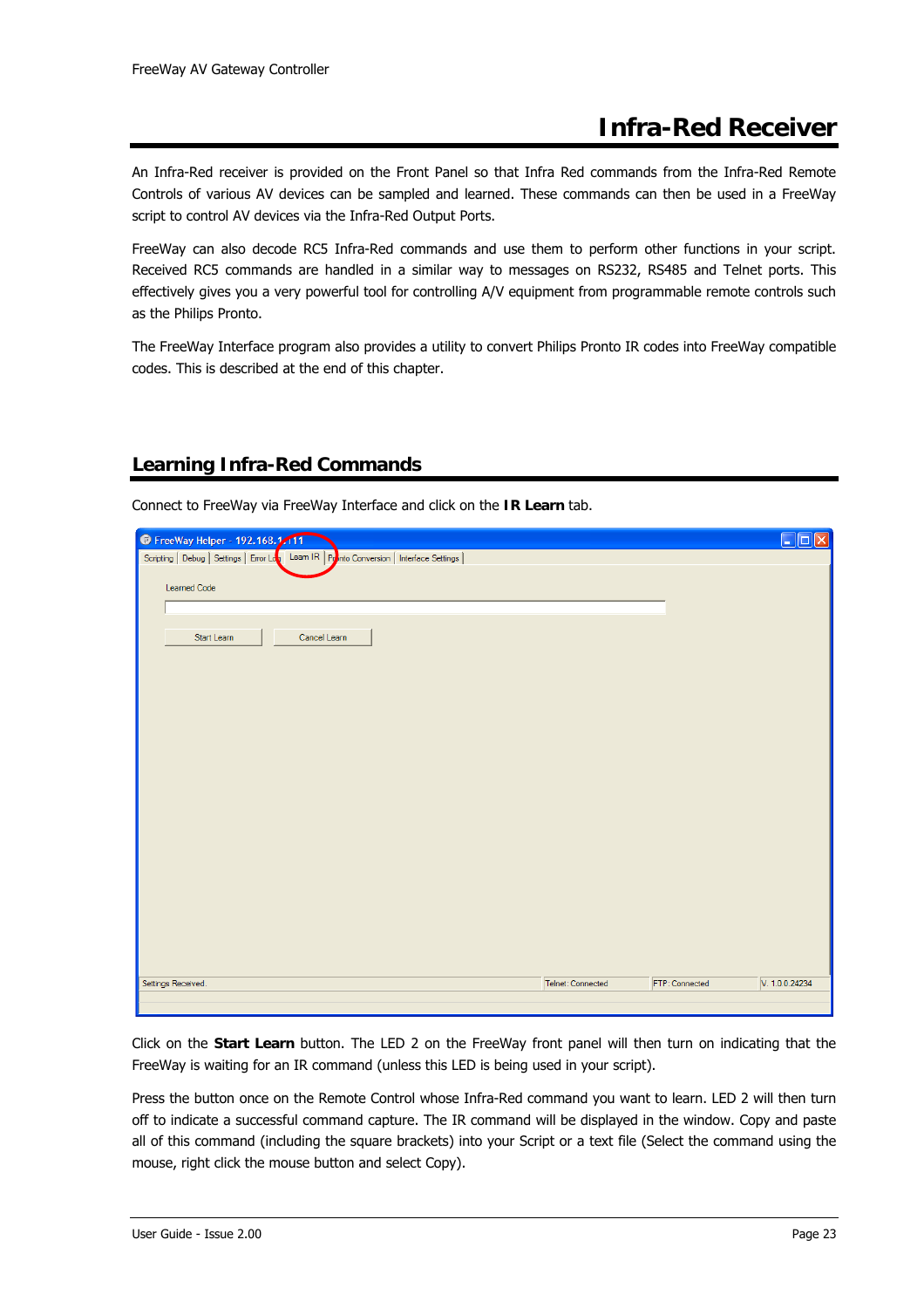# Infra-Red Receiver

An Infra-Red receiver is provided on the Front Panel so that Infra Red commands from the Infra-Red Remote Controls of various AV devices can be sampled and learned. These commands can then be used in a FreeWay script to control AV devices via the Infra-Red Output Ports.

FreeWay can also decode RC5 Infra-Red commands and use them to perform other functions in your script. Received RC5 commands are handled in a similar way to messages on RS232, RS485 and Telnet ports. This effectively gives you a very powerful tool for controlling A/V equipment from programmable remote controls such as the Philips Pronto.

The FreeWay Interface program also provides a utility to convert Philips Pronto IR codes into FreeWay compatible codes. This is described at the end of this chapter.

## Learning Infra-Red Commands

Connect to FreeWay via FreeWay Interface and click on the **IR Learn** tab.

Click on the **Start Learn** button. The LED 2 on the FreeWay front panel will then turn on indicating that the FreeWay is waiting for an IR command (unless this LED is being used in your script).

Press the button once on the Remote Control whose Infra-Red command you want to learn. LED 2 will then turn off to indicate a successful command capture. The IR command will be displayed in the window. Copy and paste all of this command (including the square brackets) into your Script or a text file (Select the command using the mouse, right click the mouse button and select Copy).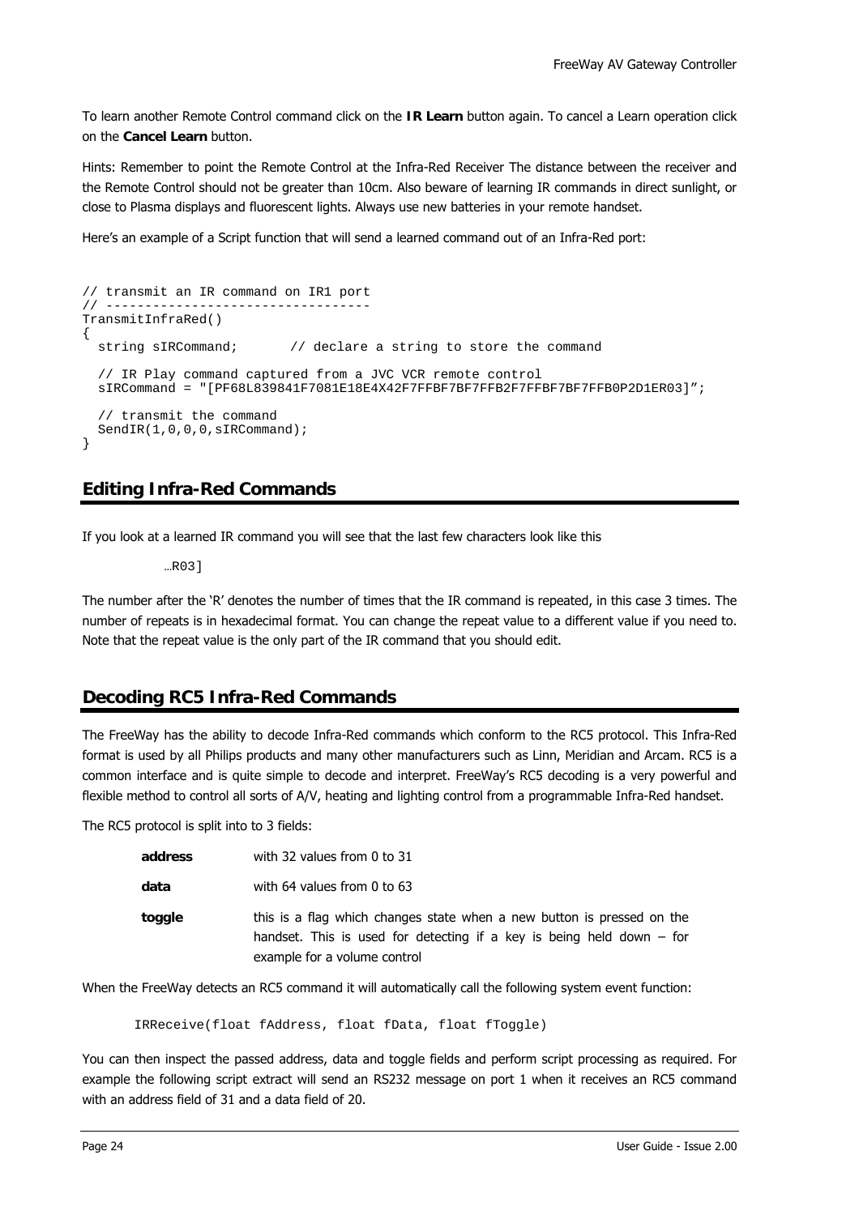To learn another Remote Control command click on the **IR Learn** button again. To cancel a Learn operation click on the **Cancel Learn** button.

Hints: Remember to point the Remote Control at the Infra-Red Receiver The distance between the receiver and the Remote Control should not be greater than 10cm. Also beware of learning IR commands in direct sunlight, or close to Plasma displays and fluorescent lights. Always use new batteries in your remote handset.

Here's an example of a Script function that will send a learned command out of an Infra-Red port:

```
// transmit an IR command on IR1 port
// ---------------------------------
TransmitInfraRed()
{
  string sIRCommand;       // declare a string to store the command

  // IR Play command captured from a JVC VCR remote control
  sIRCommand = "[PF68L839841F7081E18E4X42F7FFBF7BF7FFB2F7FFBF7BF7FFB0P2D1ER03]";

  // transmit the command
  SendIR(1,0,0,0,sIRCommand);
}
```

## Editing Infra-Red Commands

If you look at a learned IR command you will see that the last few characters look like this

```
…R03]
```

The number after the 'R' denotes the number of times that the IR command is repeated, in this case 3 times. The number of repeats is in hexadecimal format. You can change the repeat value to a different value if you need to. Note that the repeat value is the only part of the IR command that you should edit.

## Decoding RC5 Infra-Red Commands

The FreeWay has the ability to decode Infra-Red commands which conform to the RC5 protocol. This Infra-Red format is used by all Philips products and many other manufacturers such as Linn, Meridian and Arcam. RC5 is a common interface and is quite simple to decode and interpret. FreeWay's RC5 decoding is a very powerful and flexible method to control all sorts of A/V, heating and lighting control from a programmable Infra-Red handset.

The RC5 protocol is split into to 3 fields:

| | |
|---|---|
| **address** | with 32 values from 0 to 31 |
| **data** | with 64 values from 0 to 63 |
| **toggle** | this is a flag which changes state when a new button is pressed on the handset. This is used for detecting if a key is being held down – for example for a volume control |

When the FreeWay detects an RC5 command it will automatically call the following system event function:

```
IRReceive(float fAddress, float fData, float fToggle)
```

You can then inspect the passed address, data and toggle fields and perform script processing as required. For example the following script extract will send an RS232 message on port 1 when it receives an RC5 command with an address field of 31 and a data field of 20.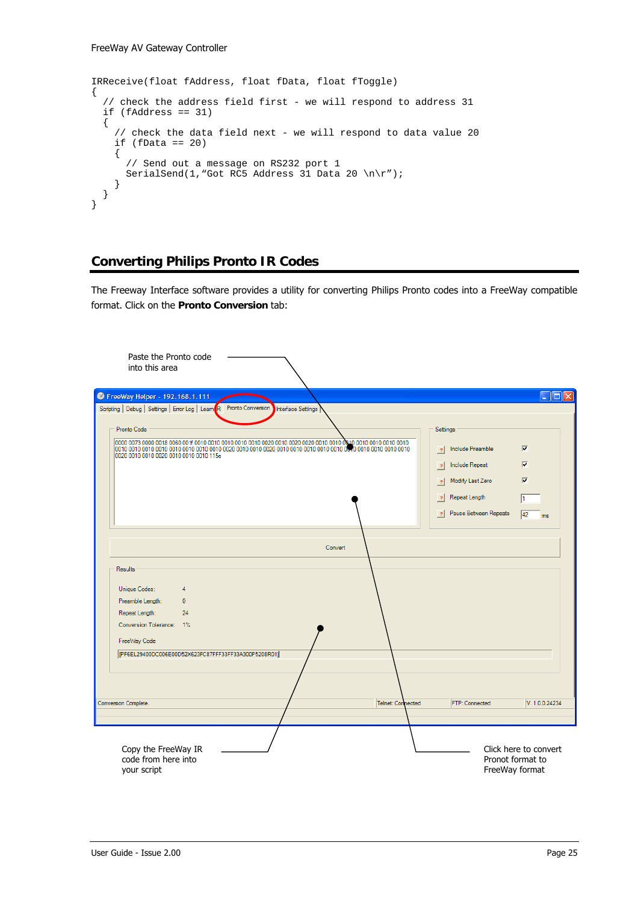```
IRReceive(float fAddress, float fData, float fToggle)
{
  // check the address field first - we will respond to address 31
  if (fAddress == 31)
  {
    // check the data field next - we will respond to data value 20
    if (fData == 20)
    {
      // Send out a message on RS232 port 1
      SerialSend(1,"Got RC5 Address 31 Data 20 \n\r");
    }
  }
}
```

## Converting Philips Pronto IR Codes

The Freeway Interface software provides a utility for converting Philips Pronto codes into a FreeWay compatible format. Click on the **Pronto Conversion** tab:

Paste the Pronto code into this area

Copy the FreeWay IR code from here into your script

Click here to convert Pronot format to FreeWay format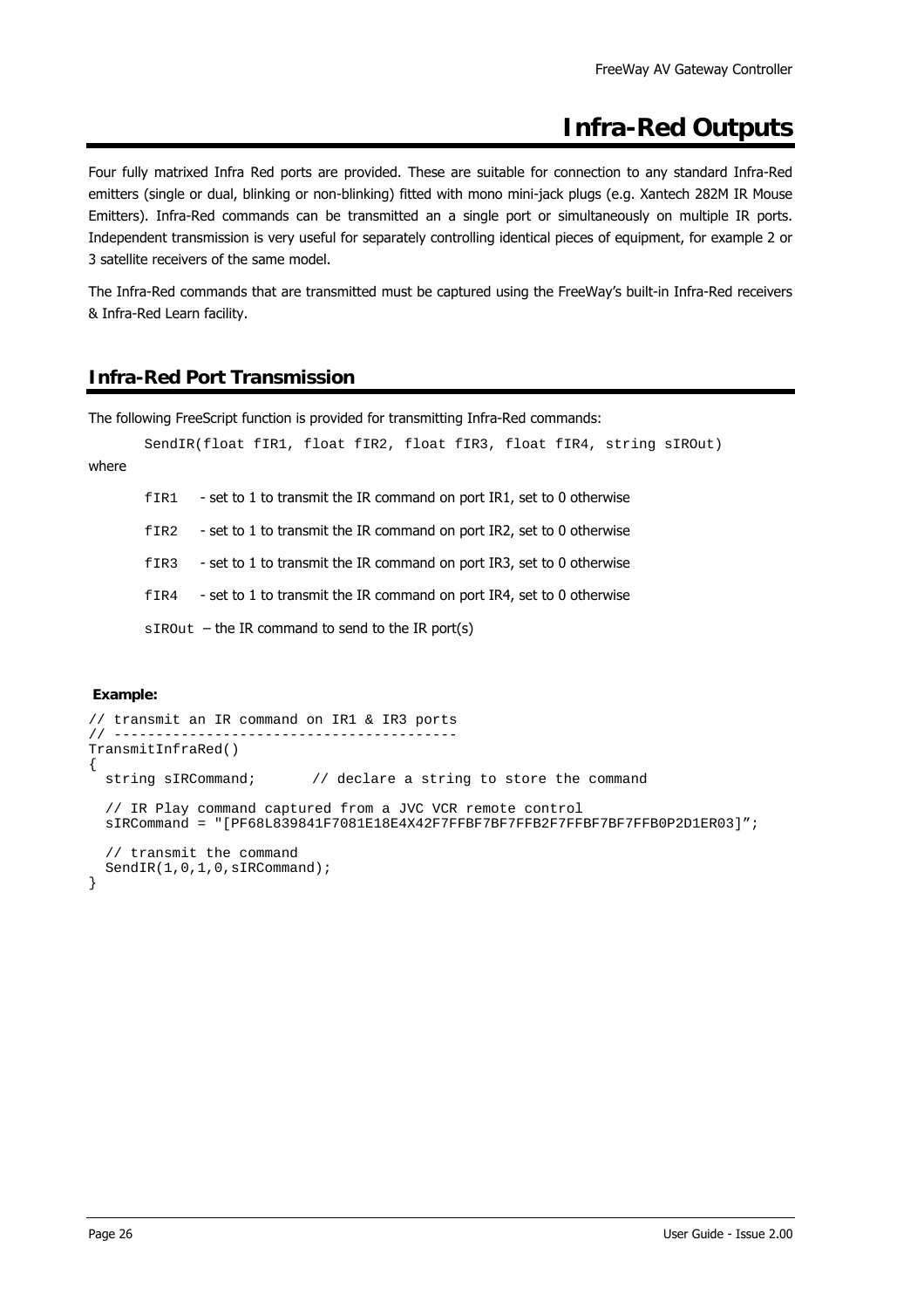# Infra-Red Outputs

Four fully matrixed Infra Red ports are provided. These are suitable for connection to any standard Infra-Red emitters (single or dual, blinking or non-blinking) fitted with mono mini-jack plugs (e.g. Xantech 282M IR Mouse Emitters). Infra-Red commands can be transmitted an a single port or simultaneously on multiple IR ports. Independent transmission is very useful for separately controlling identical pieces of equipment, for example 2 or 3 satellite receivers of the same model.

The Infra-Red commands that are transmitted must be captured using the FreeWay's built-in Infra-Red receivers & Infra-Red Learn facility.

## Infra-Red Port Transmission

The following FreeScript function is provided for transmitting Infra-Red commands:

```
SendIR(float fIR1, float fIR2, float fIR3, float fIR4, string sIROut)
```

where

- `fIR1` - set to 1 to transmit the IR command on port IR1, set to 0 otherwise
- `fIR2` - set to 1 to transmit the IR command on port IR2, set to 0 otherwise
- `fIR3` - set to 1 to transmit the IR command on port IR3, set to 0 otherwise
- `fIR4` - set to 1 to transmit the IR command on port IR4, set to 0 otherwise
- `sIROut` – the IR command to send to the IR port(s)

**Example:**

```
// transmit an IR command on IR1 & IR3 ports
// ----------------------------------------
TransmitInfraRed()
{
  string sIRCommand;       // declare a string to store the command

  // IR Play command captured from a JVC VCR remote control
  sIRCommand = "[PF68L839841F7081E18E4X42F7FFBF7BF7FFB2F7FFBF7BF7FFB0P2D1ER03]";

  // transmit the command
  SendIR(1,0,1,0,sIRCommand);
}
```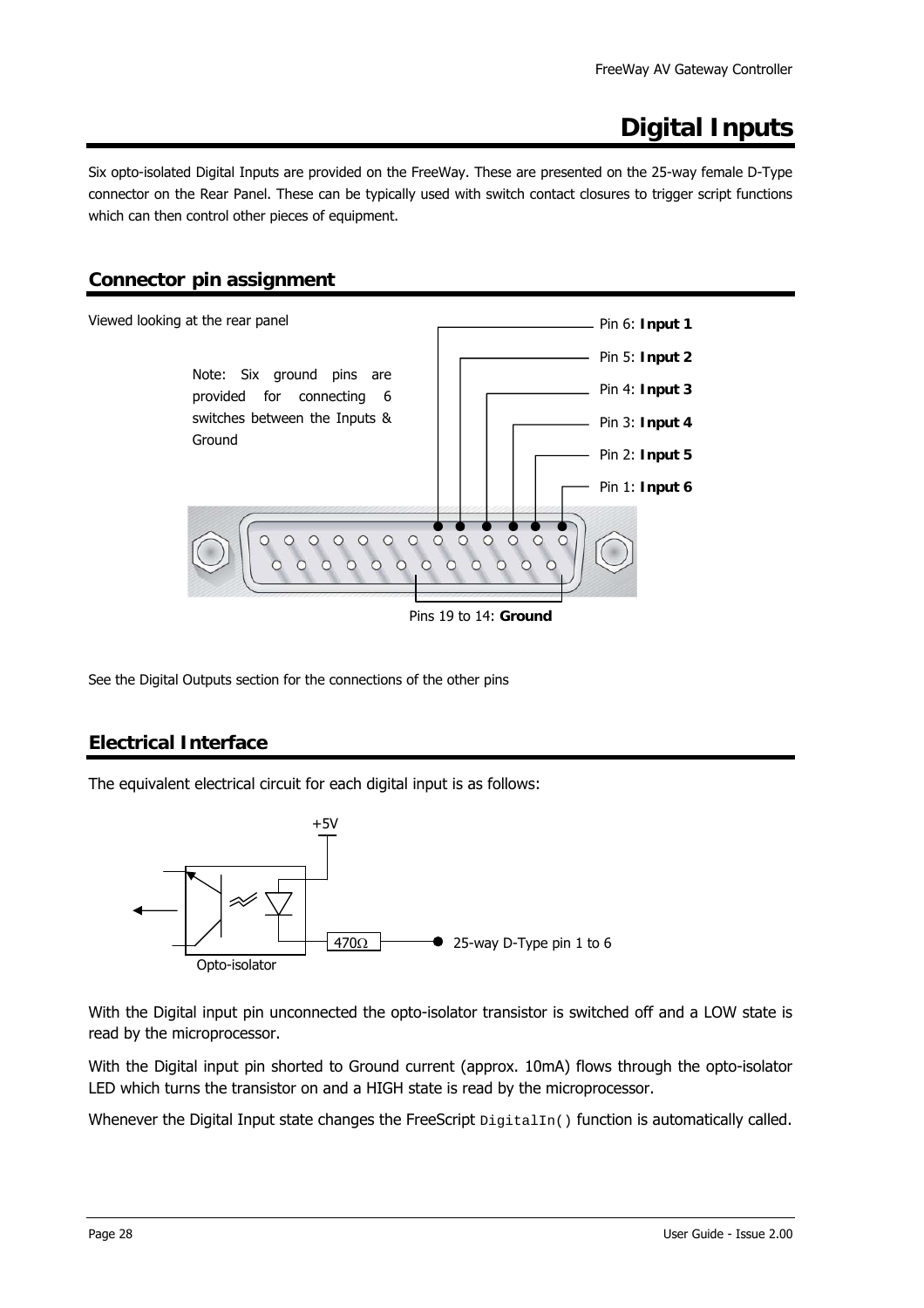# Digital Inputs

Six opto-isolated Digital Inputs are provided on the FreeWay. These are presented on the 25-way female D-Type connector on the Rear Panel. These can be typically used with switch contact closures to trigger script functions which can then control other pieces of equipment.

## Connector pin assignment

Viewed looking at the rear panel

Note: Six ground pins are provided for connecting 6 switches between the Inputs & Ground

Pin 6: **Input 1**

Pin 5: **Input 2**

Pin 4: **Input 3**

Pin 3: **Input 4**

Pin 2: **Input 5**

Pin 1: **Input 6**

Pins 19 to 14: **Ground**

See the Digital Outputs section for the connections of the other pins

## Electrical Interface

The equivalent electrical circuit for each digital input is as follows:

+5V

470Ω

25-way D-Type pin 1 to 6

Opto-isolator

With the Digital input pin unconnected the opto-isolator transistor is switched off and a LOW state is read by the microprocessor.

With the Digital input pin shorted to Ground current (approx. 10mA) flows through the opto-isolator LED which turns the transistor on and a HIGH state is read by the microprocessor.

Whenever the Digital Input state changes the FreeScript `DigitalIn()` function is automatically called.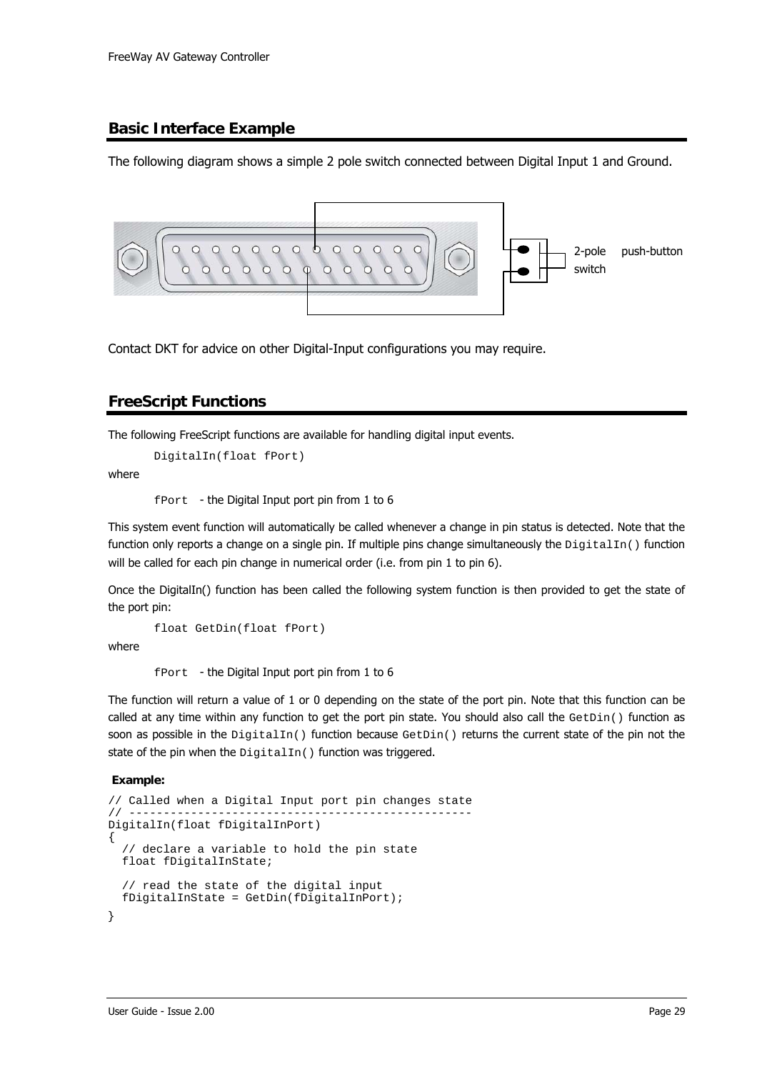## Basic Interface Example

The following diagram shows a simple 2 pole switch connected between Digital Input 1 and Ground.

2-pole push-button switch

Contact DKT for advice on other Digital-Input configurations you may require.

## FreeScript Functions

The following FreeScript functions are available for handling digital input events.

```
DigitalIn(float fPort)
```

where

`fPort` - the Digital Input port pin from 1 to 6

This system event function will automatically be called whenever a change in pin status is detected. Note that the function only reports a change on a single pin. If multiple pins change simultaneously the `DigitalIn()` function will be called for each pin change in numerical order (i.e. from pin 1 to pin 6).

Once the DigitalIn() function has been called the following system function is then provided to get the state of the port pin:

```
float GetDin(float fPort)
```

where

`fPort` - the Digital Input port pin from 1 to 6

The function will return a value of 1 or 0 depending on the state of the port pin. Note that this function can be called at any time within any function to get the port pin state. You should also call the `GetDin()` function as soon as possible in the `DigitalIn()` function because `GetDin()` returns the current state of the pin not the state of the pin when the `DigitalIn()` function was triggered.

**Example:**

```
// Called when a Digital Input port pin changes state
// -------------------------------------------------
DigitalIn(float fDigitalInPort)
{
  // declare a variable to hold the pin state
  float fDigitalInState;

  // read the state of the digital input
  fDigitalInState = GetDin(fDigitalInPort);
}
```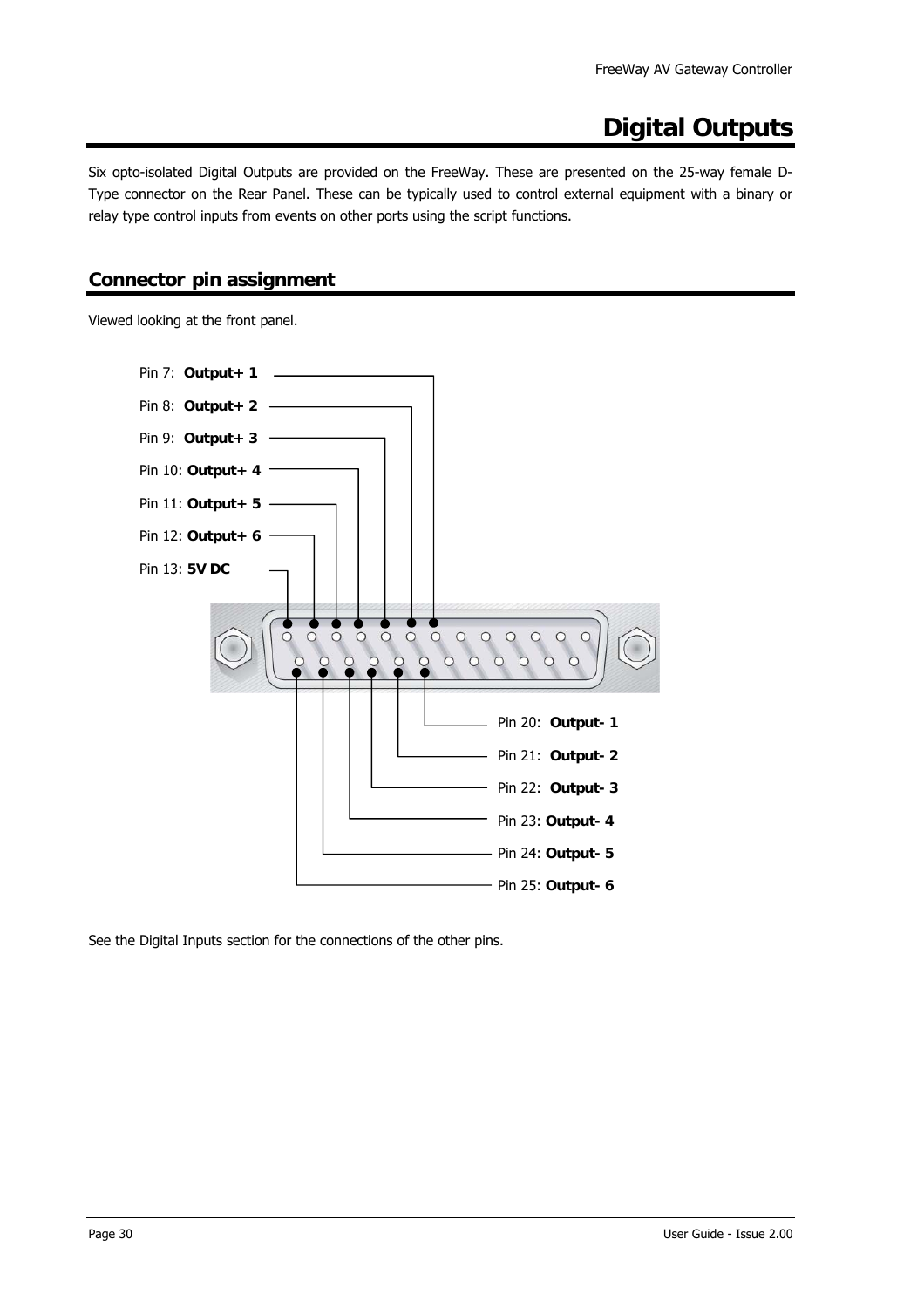# Digital Outputs

Six opto-isolated Digital Outputs are provided on the FreeWay. These are presented on the 25-way female D-Type connector on the Rear Panel. These can be typically used to control external equipment with a binary or relay type control inputs from events on other ports using the script functions.

## Connector pin assignment

Viewed looking at the front panel.

Pin 7: **Output+ 1**

Pin 8: **Output+ 2**

Pin 9: **Output+ 3**

Pin 10: **Output+ 4**

Pin 11: **Output+ 5**

Pin 12: **Output+ 6**

Pin 13: **5V DC**

Pin 20: **Output- 1**

Pin 21: **Output- 2**

Pin 22: **Output- 3**

Pin 23: **Output- 4**

Pin 24: **Output- 5**

Pin 25: **Output- 6**

See the Digital Inputs section for the connections of the other pins.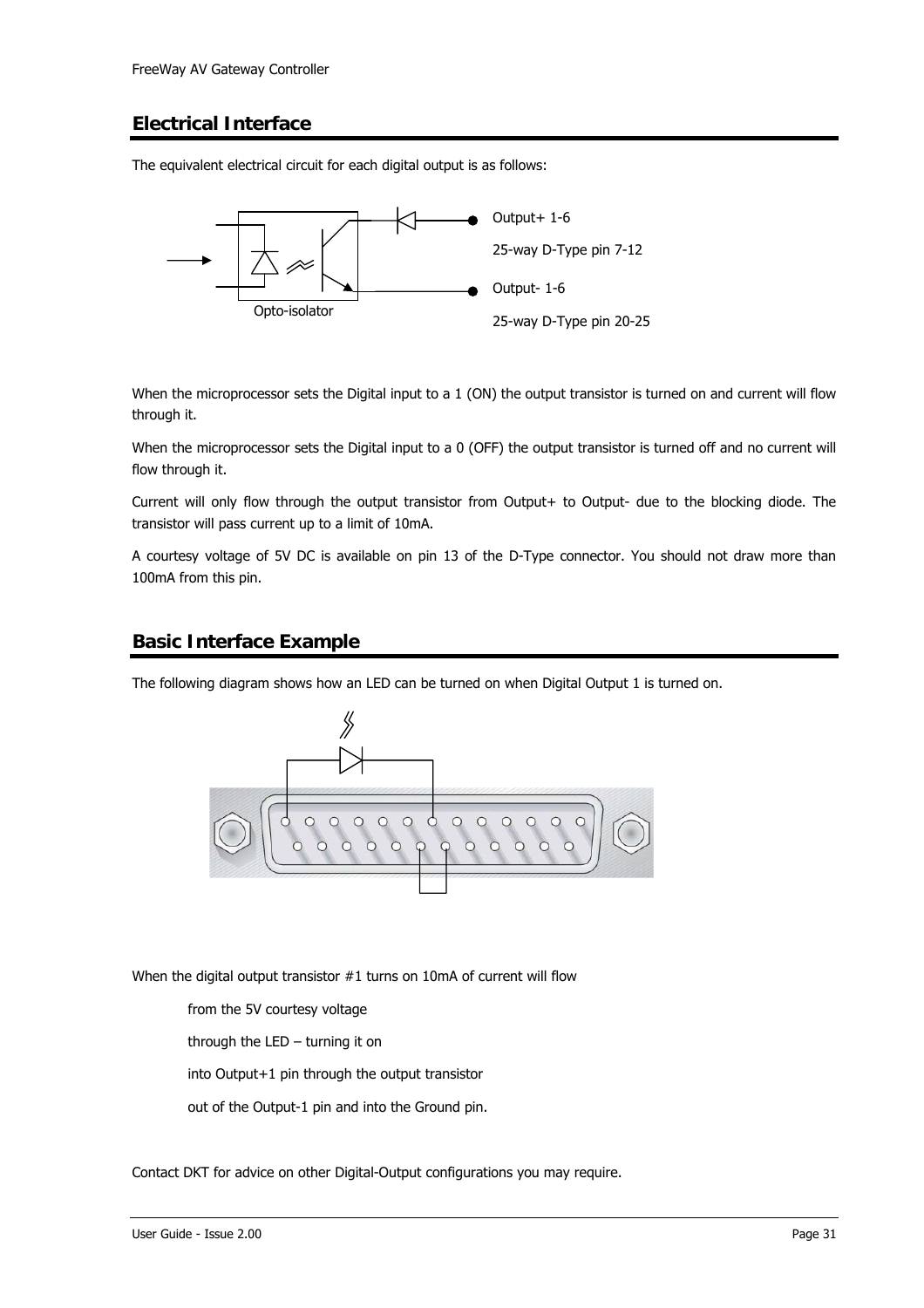## Electrical Interface

The equivalent electrical circuit for each digital output is as follows:

Output+ 1-6

25-way D-Type pin 7-12

Output- 1-6

25-way D-Type pin 20-25

Opto-isolator

When the microprocessor sets the Digital input to a 1 (ON) the output transistor is turned on and current will flow through it.

When the microprocessor sets the Digital input to a 0 (OFF) the output transistor is turned off and no current will flow through it.

Current will only flow through the output transistor from Output+ to Output- due to the blocking diode. The transistor will pass current up to a limit of 10mA.

A courtesy voltage of 5V DC is available on pin 13 of the D-Type connector. You should not draw more than 100mA from this pin.

## Basic Interface Example

The following diagram shows how an LED can be turned on when Digital Output 1 is turned on.

When the digital output transistor #1 turns on 10mA of current will flow

from the 5V courtesy voltage

through the LED – turning it on

into Output+1 pin through the output transistor

out of the Output-1 pin and into the Ground pin.

Contact DKT for advice on other Digital-Output configurations you may require.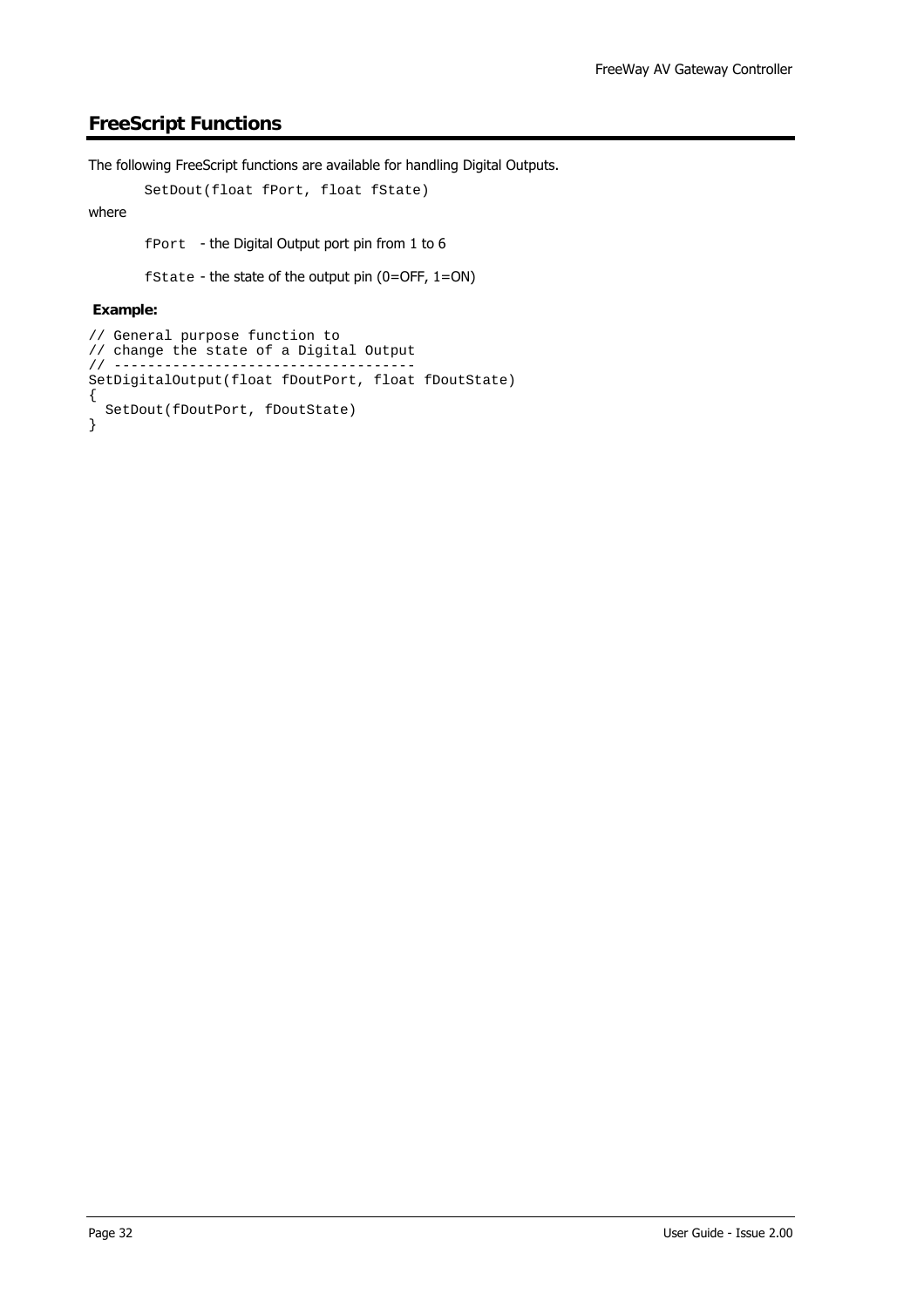## FreeScript Functions

The following FreeScript functions are available for handling Digital Outputs.

```
SetDout(float fPort, float fState)
```

where

`fPort` - the Digital Output port pin from 1 to 6

`fState` - the state of the output pin (0=OFF, 1=ON)

**Example:**

```
// General purpose function to
// change the state of a Digital Output
// ------------------------------------
SetDigitalOutput(float fDoutPort, float fDoutState)
{
  SetDout(fDoutPort, fDoutState)
}
```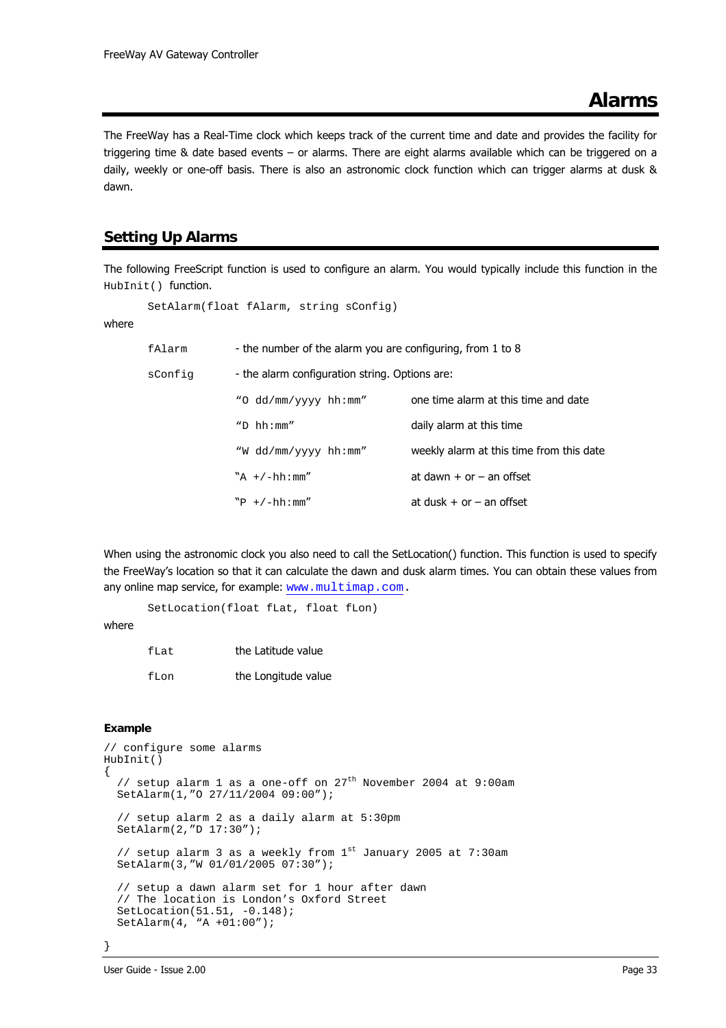# Alarms

The FreeWay has a Real-Time clock which keeps track of the current time and date and provides the facility for triggering time & date based events – or alarms. There are eight alarms available which can be triggered on a daily, weekly or one-off basis. There is also an astronomic clock function which can trigger alarms at dusk & dawn.

## Setting Up Alarms

The following FreeScript function is used to configure an alarm. You would typically include this function in the `HubInit()` function.

```
SetAlarm(float fAlarm, string sConfig)
```

where

`fAlarm` - the number of the alarm you are configuring, from 1 to 8

`sConfig` - the alarm configuration string. Options are:

| | |
|---|---|
| `"O dd/mm/yyyy hh:mm"` | one time alarm at this time and date |
| `"D hh:mm"` | daily alarm at this time |
| `"W dd/mm/yyyy hh:mm"` | weekly alarm at this time from this date |
| `"A +/-hh:mm"` | at dawn + or – an offset |
| `"P +/-hh:mm"` | at dusk + or – an offset |

When using the astronomic clock you also need to call the SetLocation() function. This function is used to specify the FreeWay's location so that it can calculate the dawn and dusk alarm times. You can obtain these values from any online map service, for example: www.multimap.com.

```
SetLocation(float fLat, float fLon)
```

where

`fLat` the Latitude value

`fLon` the Longitude value

**Example**

```
// configure some alarms
HubInit()
{
  // setup alarm 1 as a one-off on 27th November 2004 at 9:00am
  SetAlarm(1,"O 27/11/2004 09:00");

  // setup alarm 2 as a daily alarm at 5:30pm
  SetAlarm(2,"D 17:30");

  // setup alarm 3 as a weekly from 1st January 2005 at 7:30am
  SetAlarm(3,"W 01/01/2005 07:30");

  // setup a dawn alarm set for 1 hour after dawn
  // The location is London's Oxford Street
  SetLocation(51.51, -0.148);
  SetAlarm(4, "A +01:00");

}
```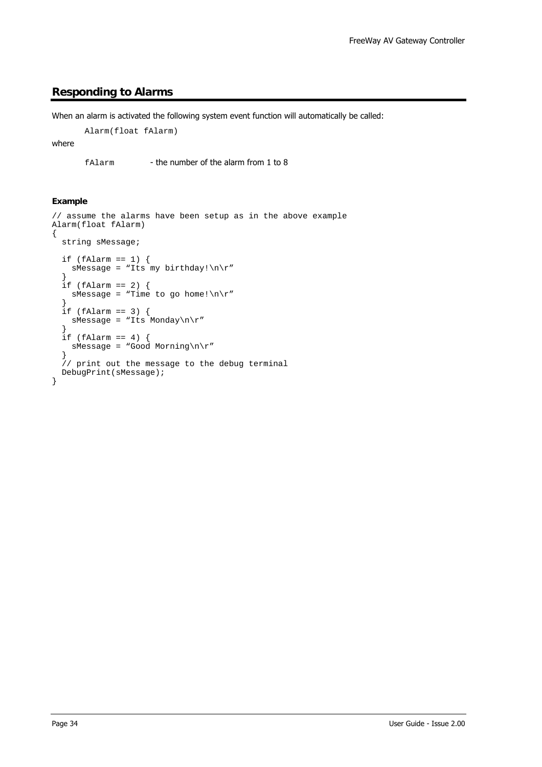## Responding to Alarms

When an alarm is activated the following system event function will automatically be called:

```
Alarm(float fAlarm)
```

where

`fAlarm` - the number of the alarm from 1 to 8

**Example**

```
// assume the alarms have been setup as in the above example
Alarm(float fAlarm)
{
  string sMessage;

  if (fAlarm == 1) {
    sMessage = “Its my birthday!\n\r”
  }
  if (fAlarm == 2) {
    sMessage = “Time to go home!\n\r”
  }
  if (fAlarm == 3) {
    sMessage = “Its Monday\n\r”
  }
  if (fAlarm == 4) {
    sMessage = “Good Morning\n\r”
  }
  // print out the message to the debug terminal
  DebugPrint(sMessage);
}
```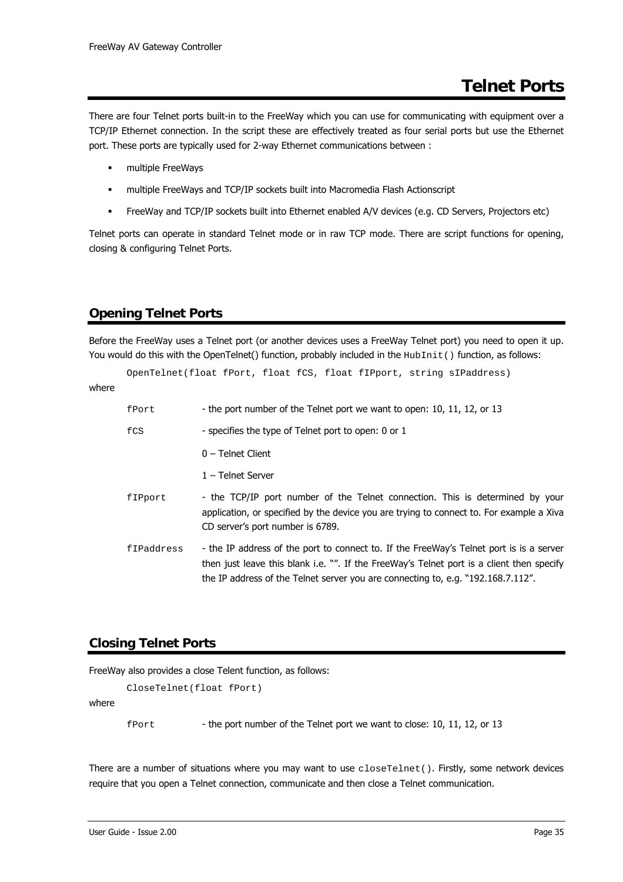# Telnet Ports

There are four Telnet ports built-in to the FreeWay which you can use for communicating with equipment over a TCP/IP Ethernet connection. In the script these are effectively treated as four serial ports but use the Ethernet port. These ports are typically used for 2-way Ethernet communications between :

- multiple FreeWays
- multiple FreeWays and TCP/IP sockets built into Macromedia Flash Actionscript
- FreeWay and TCP/IP sockets built into Ethernet enabled A/V devices (e.g. CD Servers, Projectors etc)

Telnet ports can operate in standard Telnet mode or in raw TCP mode. There are script functions for opening, closing & configuring Telnet Ports.

## Opening Telnet Ports

Before the FreeWay uses a Telnet port (or another devices uses a FreeWay Telnet port) you need to open it up. You would do this with the OpenTelnet() function, probably included in the `HubInit()` function, as follows:

```
OpenTelnet(float fPort, float fCS, float fIPport, string sIPaddress)
```

where

`fPort` - the port number of the Telnet port we want to open: 10, 11, 12, or 13

`fCS` - specifies the type of Telnet port to open: 0 or 1

0 – Telnet Client

1 – Telnet Server

`fIPport` - the TCP/IP port number of the Telnet connection. This is determined by your application, or specified by the device you are trying to connect to. For example a Xiva CD server's port number is 6789.

`fIPaddress` - the IP address of the port to connect to. If the FreeWay's Telnet port is is a server then just leave this blank i.e. "". If the FreeWay's Telnet port is a client then specify the IP address of the Telnet server you are connecting to, e.g. "192.168.7.112".

## Closing Telnet Ports

FreeWay also provides a close Telent function, as follows:

```
CloseTelnet(float fPort)
```

where

`fPort` - the port number of the Telnet port we want to close: 10, 11, 12, or 13

There are a number of situations where you may want to use `closeTelnet()`. Firstly, some network devices require that you open a Telnet connection, communicate and then close a Telnet communication.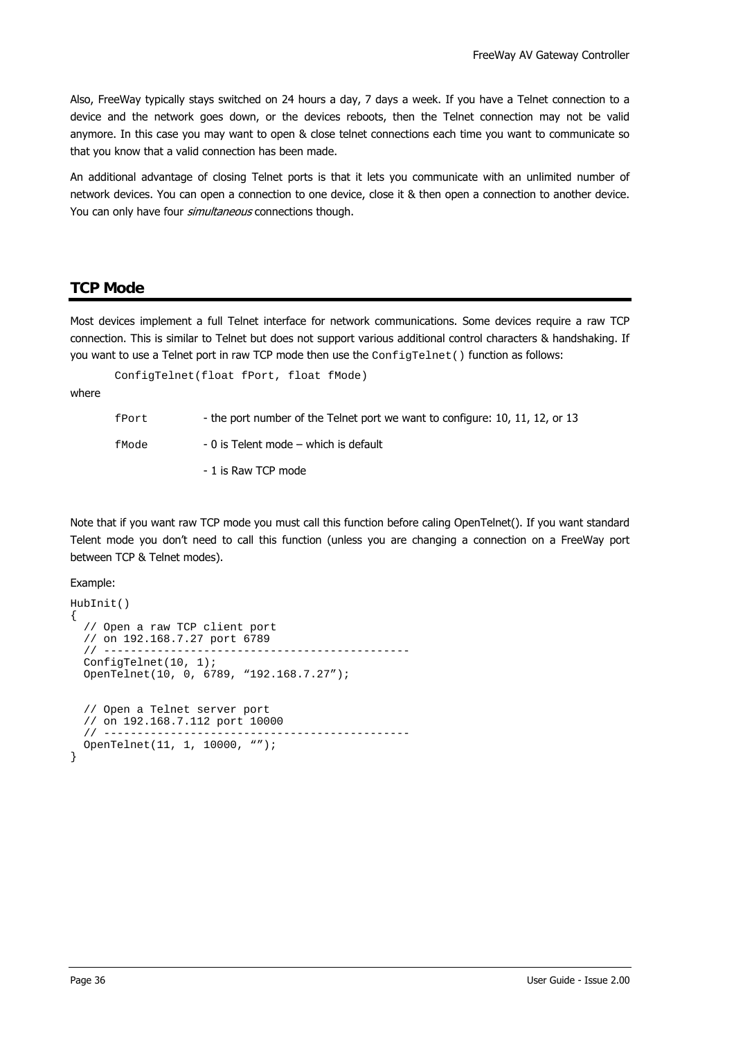Also, FreeWay typically stays switched on 24 hours a day, 7 days a week. If you have a Telnet connection to a device and the network goes down, or the devices reboots, then the Telnet connection may not be valid anymore. In this case you may want to open & close telnet connections each time you want to communicate so that you know that a valid connection has been made.

An additional advantage of closing Telnet ports is that it lets you communicate with an unlimited number of network devices. You can open a connection to one device, close it & then open a connection to another device. You can only have four *simultaneous* connections though.

## TCP Mode

Most devices implement a full Telnet interface for network communications. Some devices require a raw TCP connection. This is similar to Telnet but does not support various additional control characters & handshaking. If you want to use a Telnet port in raw TCP mode then use the `ConfigTelnet()` function as follows:

```
ConfigTelnet(float fPort, float fMode)
```

where

| | |
|---|---|
| `fPort` | - the port number of the Telnet port we want to configure: 10, 11, 12, or 13 |
| `fMode` | - 0 is Telent mode – which is default |
| | - 1 is Raw TCP mode |

Note that if you want raw TCP mode you must call this function before caling OpenTelnet(). If you want standard Telent mode you don't need to call this function (unless you are changing a connection on a FreeWay port between TCP & Telnet modes).

Example:

```
HubInit()
{
  // Open a raw TCP client port
  // on 192.168.7.27 port 6789
  // ---------------------------------------------
  ConfigTelnet(10, 1);
  OpenTelnet(10, 0, 6789, "192.168.7.27");


  // Open a Telnet server port
  // on 192.168.7.112 port 10000
  // ---------------------------------------------
  OpenTelnet(11, 1, 10000, "");
}
```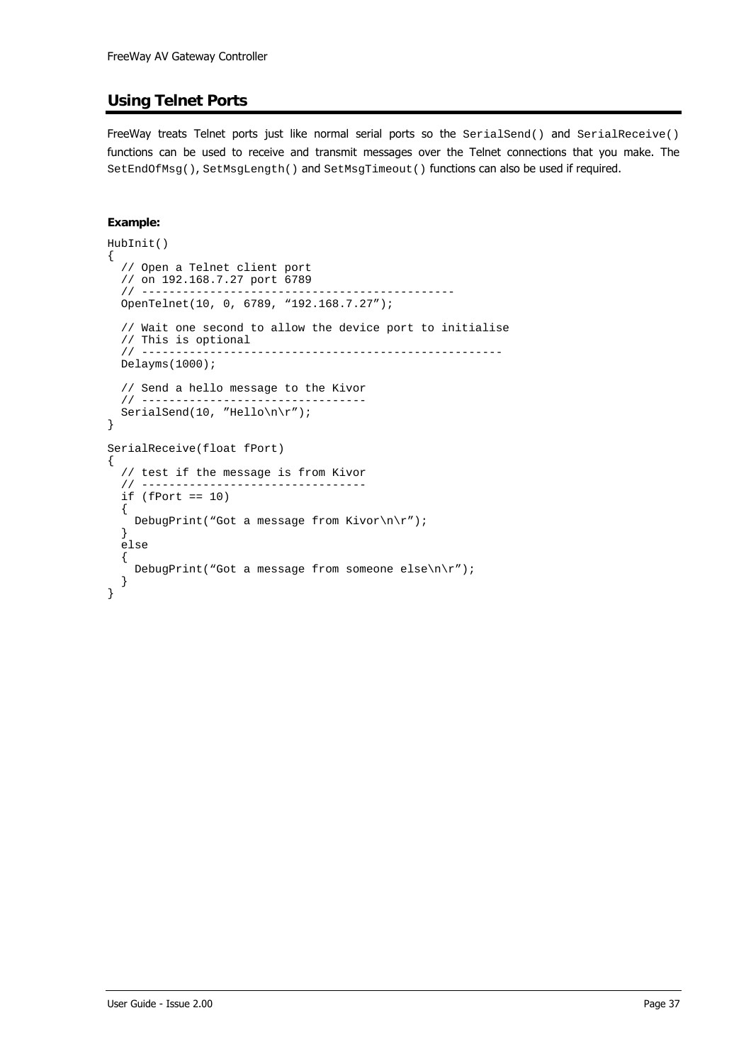## Using Telnet Ports

FreeWay treats Telnet ports just like normal serial ports so the `SerialSend()` and `SerialReceive()` functions can be used to receive and transmit messages over the Telnet connections that you make. The `SetEndOfMsg()`, `SetMsgLength()` and `SetMsgTimeout()` functions can also be used if required.

**Example:**

```
HubInit()
{
  // Open a Telnet client port
  // on 192.168.7.27 port 6789
  // ------------------------------------------
  OpenTelnet(10, 0, 6789, “192.168.7.27”);

  // Wait one second to allow the device port to initialise
  // This is optional
  // ----------------------------------------------------
  Delayms(1000);

  // Send a hello message to the Kivor
  // --------------------------------
  SerialSend(10, ”Hello\n\r”);
}

SerialReceive(float fPort)
{
  // test if the message is from Kivor
  // --------------------------------
  if (fPort == 10)
  {
    DebugPrint(“Got a message from Kivor\n\r”);
  }
  else
  {
    DebugPrint(“Got a message from someone else\n\r”);
  }
}
```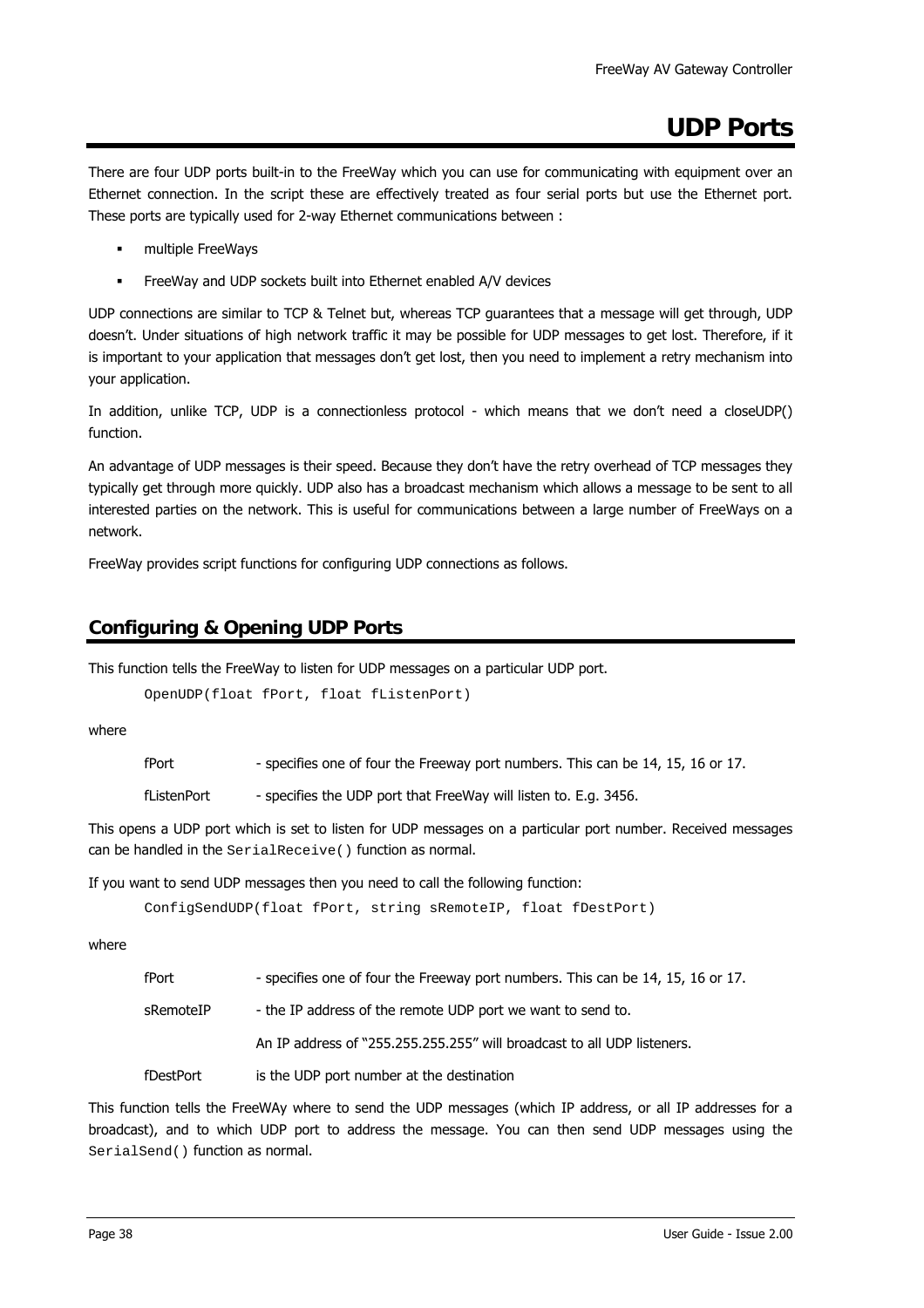# UDP Ports

There are four UDP ports built-in to the FreeWay which you can use for communicating with equipment over an Ethernet connection. In the script these are effectively treated as four serial ports but use the Ethernet port. These ports are typically used for 2-way Ethernet communications between :

- multiple FreeWays
- FreeWay and UDP sockets built into Ethernet enabled A/V devices

UDP connections are similar to TCP & Telnet but, whereas TCP guarantees that a message will get through, UDP doesn't. Under situations of high network traffic it may be possible for UDP messages to get lost. Therefore, if it is important to your application that messages don't get lost, then you need to implement a retry mechanism into your application.

In addition, unlike TCP, UDP is a connectionless protocol - which means that we don't need a closeUDP() function.

An advantage of UDP messages is their speed. Because they don't have the retry overhead of TCP messages they typically get through more quickly. UDP also has a broadcast mechanism which allows a message to be sent to all interested parties on the network. This is useful for communications between a large number of FreeWays on a network.

FreeWay provides script functions for configuring UDP connections as follows.

## Configuring & Opening UDP Ports

This function tells the FreeWay to listen for UDP messages on a particular UDP port.

```
OpenUDP(float fPort, float fListenPort)
```

where

| | |
|---|---|
| fPort | - specifies one of four the Freeway port numbers. This can be 14, 15, 16 or 17. |
| fListenPort | - specifies the UDP port that FreeWay will listen to. E.g. 3456. |

This opens a UDP port which is set to listen for UDP messages on a particular port number. Received messages can be handled in the `SerialReceive()` function as normal.

If you want to send UDP messages then you need to call the following function:

```
ConfigSendUDP(float fPort, string sRemoteIP, float fDestPort)
```

where

| | |
|---|---|
| fPort | - specifies one of four the Freeway port numbers. This can be 14, 15, 16 or 17. |
| sRemoteIP | - the IP address of the remote UDP port we want to send to. |
| | An IP address of "255.255.255.255" will broadcast to all UDP listeners. |
| fDestPort | is the UDP port number at the destination |

This function tells the FreeWAy where to send the UDP messages (which IP address, or all IP addresses for a broadcast), and to which UDP port to address the message. You can then send UDP messages using the `SerialSend()` function as normal.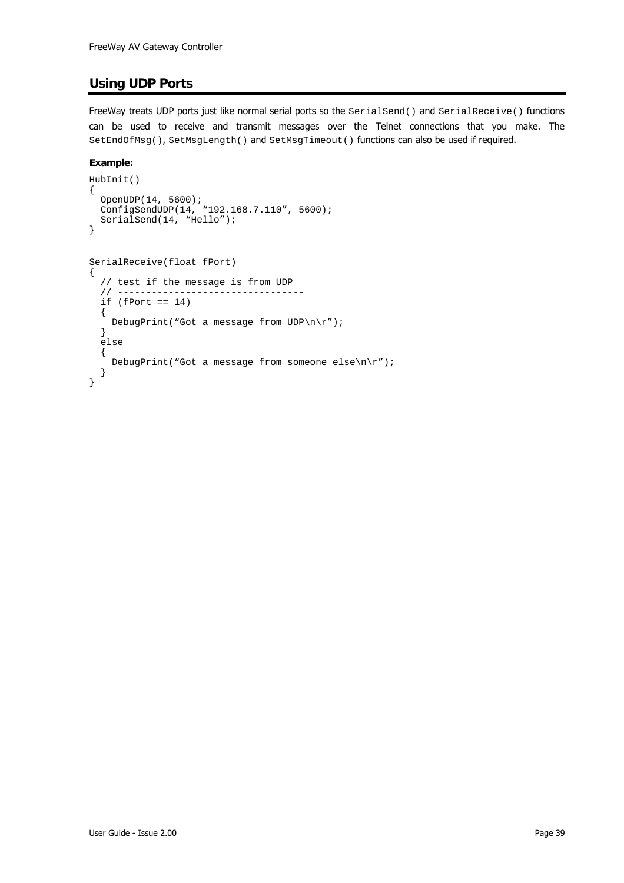## Using UDP Ports

FreeWay treats UDP ports just like normal serial ports so the `SerialSend()` and `SerialReceive()` functions can be used to receive and transmit messages over the Telnet connections that you make. The `SetEndOfMsg()`, `SetMsgLength()` and `SetMsgTimeout()` functions can also be used if required.

**Example:**

```
HubInit()
{
  OpenUDP(14, 5600);
  ConfigSendUDP(14, “192.168.7.110”, 5600);
  SerialSend(14, “Hello”);
}


SerialReceive(float fPort)
{
  // test if the message is from UDP
  // ---------------------------------
  if (fPort == 14)
  {
    DebugPrint(“Got a message from UDP\n\r”);
  }
  else
  {
    DebugPrint(“Got a message from someone else\n\r”);
  }
}
```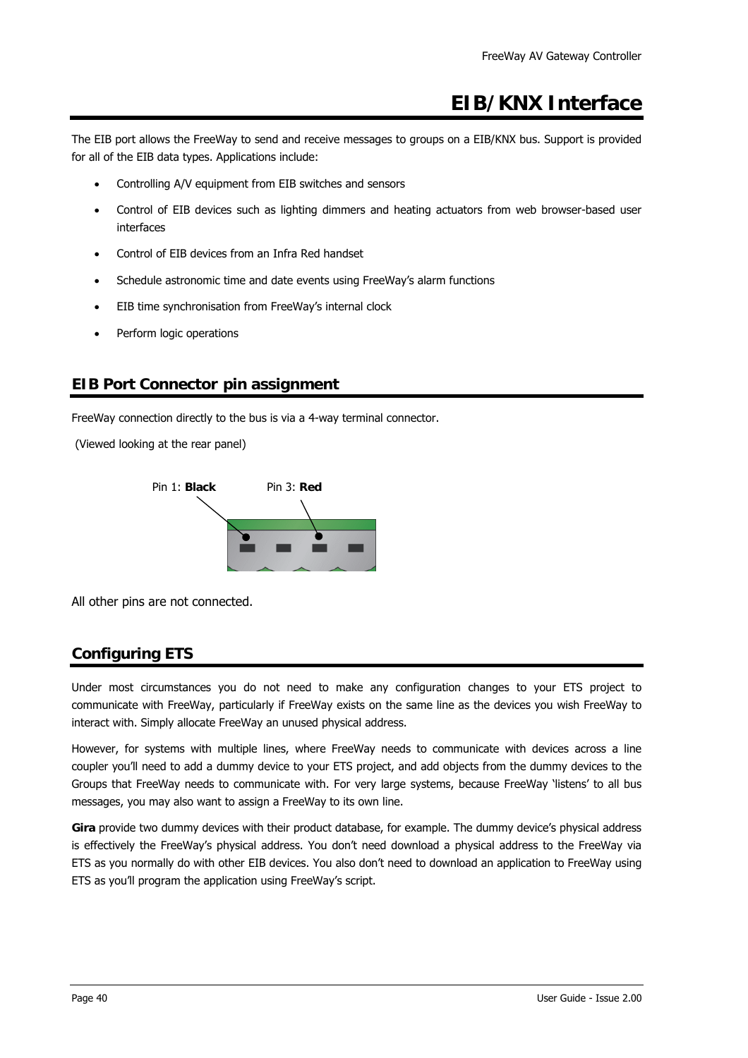# EIB/KNX Interface

The EIB port allows the FreeWay to send and receive messages to groups on a EIB/KNX bus. Support is provided for all of the EIB data types. Applications include:

- Controlling A/V equipment from EIB switches and sensors
- Control of EIB devices such as lighting dimmers and heating actuators from web browser-based user interfaces
- Control of EIB devices from an Infra Red handset
- Schedule astronomic time and date events using FreeWay's alarm functions
- EIB time synchronisation from FreeWay's internal clock
- Perform logic operations

## EIB Port Connector pin assignment

FreeWay connection directly to the bus is via a 4-way terminal connector.

(Viewed looking at the rear panel)

Pin 1: **Black** Pin 3: **Red**

All other pins are not connected.

## Configuring ETS

Under most circumstances you do not need to make any configuration changes to your ETS project to communicate with FreeWay, particularly if FreeWay exists on the same line as the devices you wish FreeWay to interact with. Simply allocate FreeWay an unused physical address.

However, for systems with multiple lines, where FreeWay needs to communicate with devices across a line coupler you'll need to add a dummy device to your ETS project, and add objects from the dummy devices to the Groups that FreeWay needs to communicate with. For very large systems, because FreeWay 'listens' to all bus messages, you may also want to assign a FreeWay to its own line.

**Gira** provide two dummy devices with their product database, for example. The dummy device's physical address is effectively the FreeWay's physical address. You don't need download a physical address to the FreeWay via ETS as you normally do with other EIB devices. You also don't need to download an application to FreeWay using ETS as you'll program the application using FreeWay's script.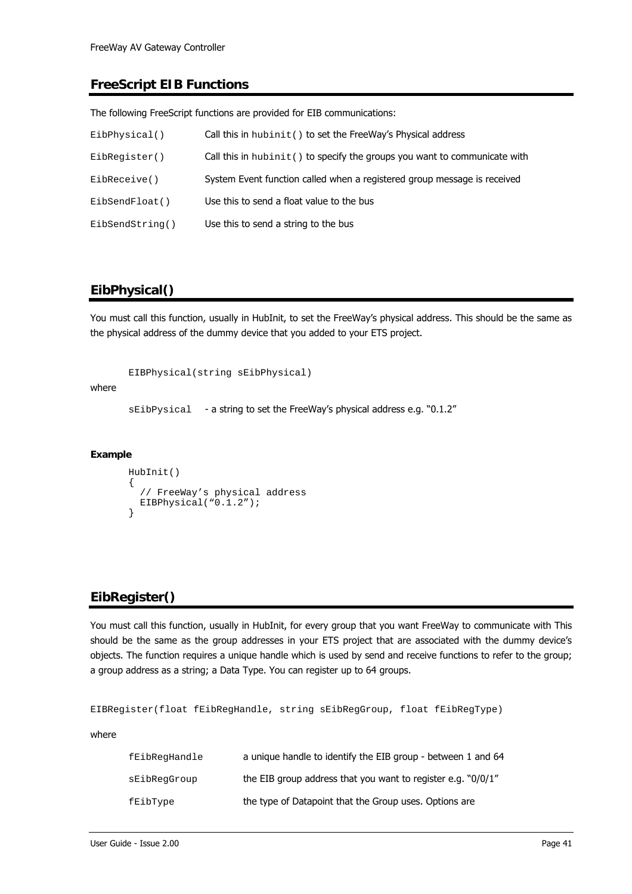## FreeScript EIB Functions

The following FreeScript functions are provided for EIB communications:

| | |
|---|---|
| `EibPhysical()` | Call this in `hubinit()` to set the FreeWay's Physical address |
| `EibRegister()` | Call this in `hubinit()` to specify the groups you want to communicate with |
| `EibReceive()` | System Event function called when a registered group message is received |
| `EibSendFloat()` | Use this to send a float value to the bus |
| `EibSendString()` | Use this to send a string to the bus |

## EibPhysical()

You must call this function, usually in HubInit, to set the FreeWay's physical address. This should be the same as the physical address of the dummy device that you added to your ETS project.

```
EIBPhysical(string sEibPhysical)
```

where

`sEibPysical` - a string to set the FreeWay's physical address e.g. "0.1.2"

**Example**

```
HubInit()
{
  // FreeWay's physical address
  EIBPhysical("0.1.2");
}
```

## EibRegister()

You must call this function, usually in HubInit, for every group that you want FreeWay to communicate with This should be the same as the group addresses in your ETS project that are associated with the dummy device's objects. The function requires a unique handle which is used by send and receive functions to refer to the group; a group address as a string; a Data Type. You can register up to 64 groups.

```
EIBRegister(float fEibRegHandle, string sEibRegGroup, float fEibRegType)
```

where

| | |
|---|---|
| `fEibRegHandle` | a unique handle to identify the EIB group - between 1 and 64 |
| `sEibRegGroup` | the EIB group address that you want to register e.g. "0/0/1" |
| `fEibType` | the type of Datapoint that the Group uses. Options are |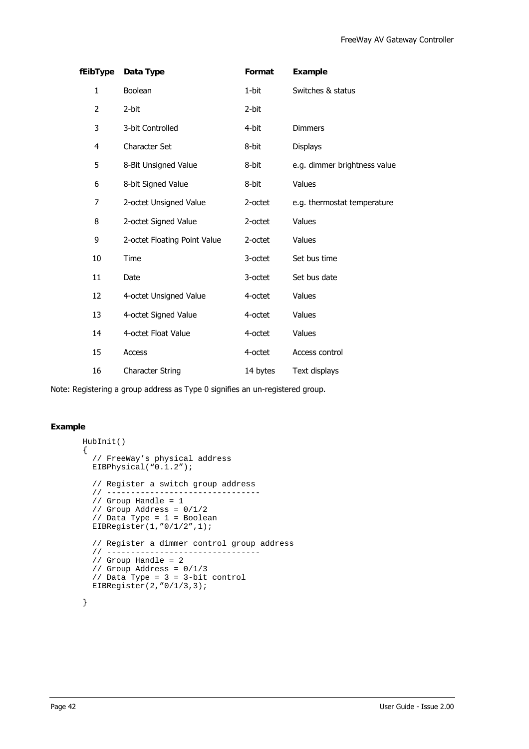| fEibType | Data Type | Format | Example |
|---|---|---|---|
| 1 | Boolean | 1-bit | Switches & status |
| 2 | 2-bit | 2-bit | |
| 3 | 3-bit Controlled | 4-bit | Dimmers |
| 4 | Character Set | 8-bit | Displays |
| 5 | 8-Bit Unsigned Value | 8-bit | e.g. dimmer brightness value |
| 6 | 8-bit Signed Value | 8-bit | Values |
| 7 | 2-octet Unsigned Value | 2-octet | e.g. thermostat temperature |
| 8 | 2-octet Signed Value | 2-octet | Values |
| 9 | 2-octet Floating Point Value | 2-octet | Values |
| 10 | Time | 3-octet | Set bus time |
| 11 | Date | 3-octet | Set bus date |
| 12 | 4-octet Unsigned Value | 4-octet | Values |
| 13 | 4-octet Signed Value | 4-octet | Values |
| 14 | 4-octet Float Value | 4-octet | Values |
| 15 | Access | 4-octet | Access control |
| 16 | Character String | 14 bytes | Text displays |

Note: Registering a group address as Type 0 signifies an un-registered group.

**Example**

```
HubInit()
{
  // FreeWay’s physical address
  EIBPhysical(“0.1.2”);

  // Register a switch group address
  // --------------------------------
  // Group Handle = 1
  // Group Address = 0/1/2
  // Data Type = 1 = Boolean
  EIBRegister(1,”0/1/2”,1);

  // Register a dimmer control group address
  // --------------------------------
  // Group Handle = 2
  // Group Address = 0/1/3
  // Data Type = 3 = 3-bit control
  EIBRegister(2,”0/1/3,3);

}
```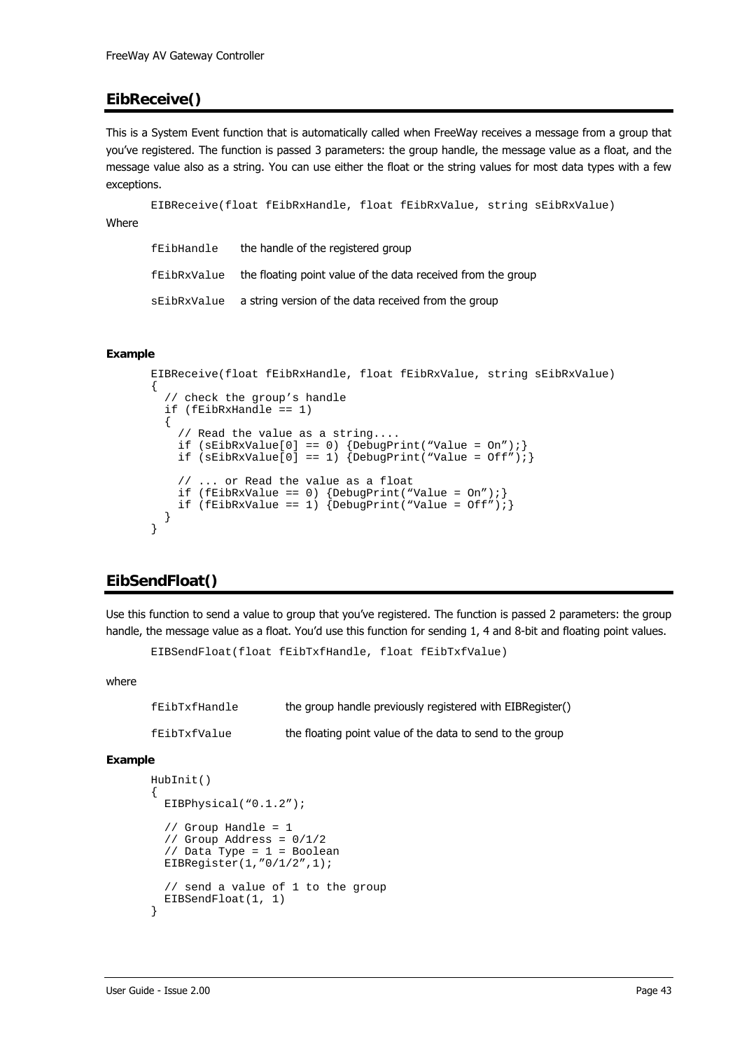## EibReceive()

This is a System Event function that is automatically called when FreeWay receives a message from a group that you've registered. The function is passed 3 parameters: the group handle, the message value as a float, and the message value also as a string. You can use either the float or the string values for most data types with a few exceptions.

```
EIBReceive(float fEibRxHandle, float fEibRxValue, string sEibRxValue)
```

Where

| | |
|---|---|
| `fEibHandle` | the handle of the registered group |
| `fEibRxValue` | the floating point value of the data received from the group |
| `sEibRxValue` | a string version of the data received from the group |

**Example**

```
EIBReceive(float fEibRxHandle, float fEibRxValue, string sEibRxValue)
{
  // check the group's handle
  if (fEibRxHandle == 1)
  {
    // Read the value as a string....
    if (sEibRxValue[0] == 0) {DebugPrint("Value = On");}
    if (sEibRxValue[0] == 1) {DebugPrint("Value = Off");}

    // ... or Read the value as a float
    if (fEibRxValue == 0) {DebugPrint("Value = On");}
    if (fEibRxValue == 1) {DebugPrint("Value = Off");}
  }
}
```

## EibSendFloat()

Use this function to send a value to group that you've registered. The function is passed 2 parameters: the group handle, the message value as a float. You'd use this function for sending 1, 4 and 8-bit and floating point values.

```
EIBSendFloat(float fEibTxfHandle, float fEibTxfValue)
```

where

| | |
|---|---|
| `fEibTxfHandle` | the group handle previously registered with EIBRegister() |
| `fEibTxfValue` | the floating point value of the data to send to the group |

**Example**

```
HubInit()
{
  EIBPhysical("0.1.2");

  // Group Handle = 1
  // Group Address = 0/1/2
  // Data Type = 1 = Boolean
  EIBRegister(1,"0/1/2",1);

  // send a value of 1 to the group
  EIBSendFloat(1, 1)
}
```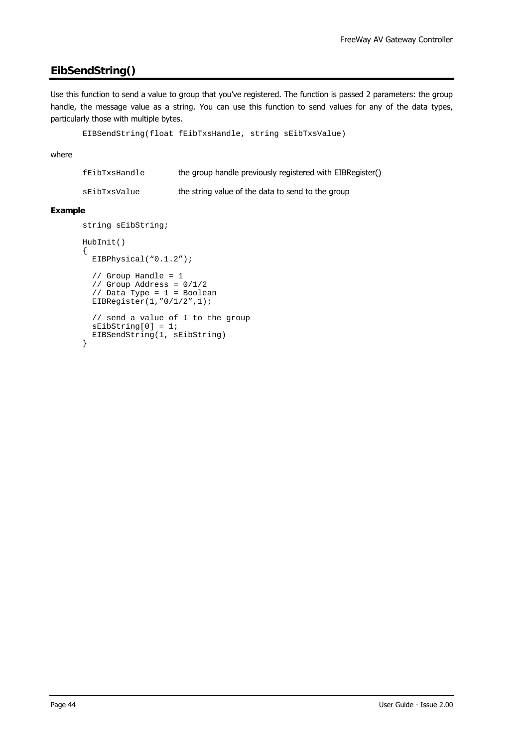## EibSendString()

Use this function to send a value to group that you've registered. The function is passed 2 parameters: the group handle, the message value as a string. You can use this function to send values for any of the data types, particularly those with multiple bytes.

```
EIBSendString(float fEibTxsHandle, string sEibTxsValue)
```

where

| | |
|---|---|
| `fEibTxsHandle` | the group handle previously registered with EIBRegister() |
| `sEibTxsValue` | the string value of the data to send to the group |

**Example**

```
string sEibString;

HubInit()
{
  EIBPhysical("0.1.2");

  // Group Handle = 1
  // Group Address = 0/1/2
  // Data Type = 1 = Boolean
  EIBRegister(1,"0/1/2",1);

  // send a value of 1 to the group
  sEibString[0] = 1;
  EIBSendString(1, sEibString)
}
```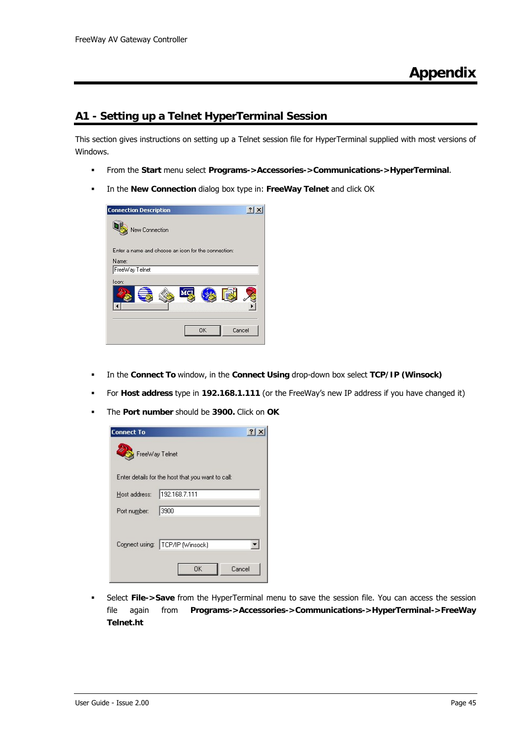# Appendix

## A1 - Setting up a Telnet HyperTerminal Session

This section gives instructions on setting up a Telnet session file for HyperTerminal supplied with most versions of Windows.

- From the **Start** menu select **Programs->Accessories->Communications->HyperTerminal**.
- In the **New Connection** dialog box type in: **FreeWay Telnet** and click OK

- In the **Connect To** window, in the **Connect Using** drop-down box select **TCP/IP (Winsock)**
- For **Host address** type in **192.168.1.111** (or the FreeWay's new IP address if you have changed it)
- The **Port number** should be **3900.** Click on **OK**

- Select **File->Save** from the HyperTerminal menu to save the session file. You can access the session file again from **Programs->Accessories->Communications->HyperTerminal->FreeWay Telnet.ht**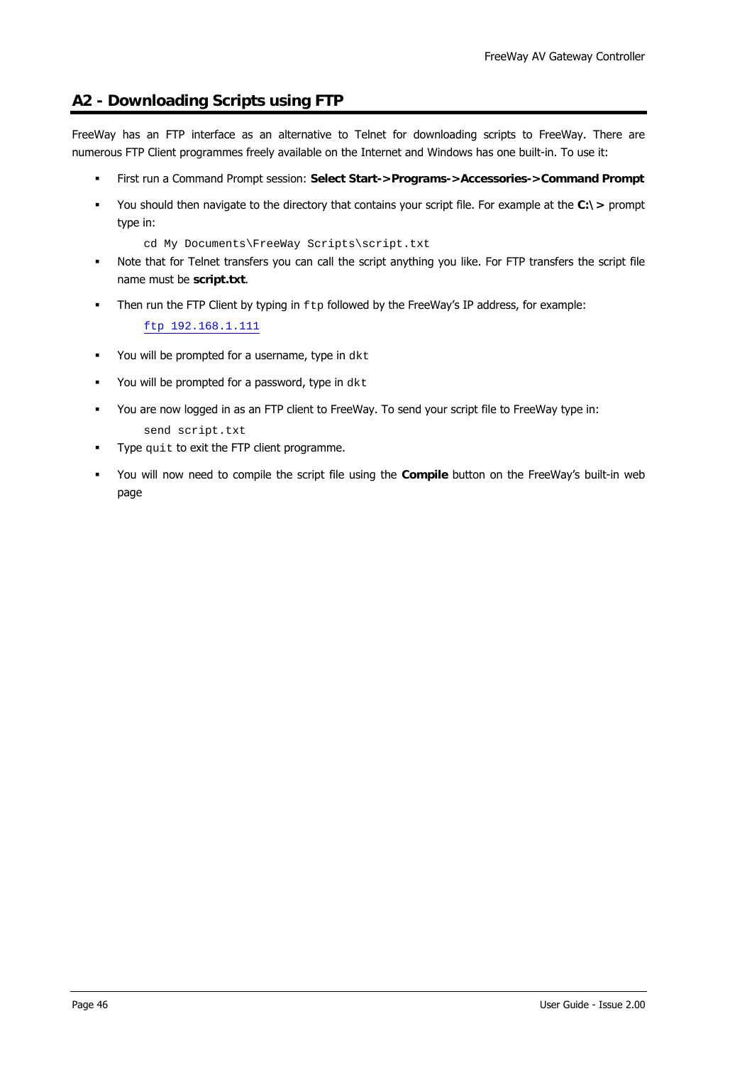## A2 - Downloading Scripts using FTP

FreeWay has an FTP interface as an alternative to Telnet for downloading scripts to FreeWay. There are numerous FTP Client programmes freely available on the Internet and Windows has one built-in. To use it:

- First run a Command Prompt session: **Select Start->Programs->Accessories->Command Prompt**
- You should then navigate to the directory that contains your script file. For example at the **C:\ >** prompt type in:

  ```
  cd My Documents\FreeWay Scripts\script.txt
  ```

- Note that for Telnet transfers you can call the script anything you like. For FTP transfers the script file name must be **script.txt**.
- Then run the FTP Client by typing in `ftp` followed by the FreeWay's IP address, for example:

  ```
  ftp 192.168.1.111
  ```

- You will be prompted for a username, type in `dkt`
- You will be prompted for a password, type in `dkt`
- You are now logged in as an FTP client to FreeWay. To send your script file to FreeWay type in:

  ```
  send script.txt
  ```

- Type `quit` to exit the FTP client programme.
- You will now need to compile the script file using the **Compile** button on the FreeWay's built-in web page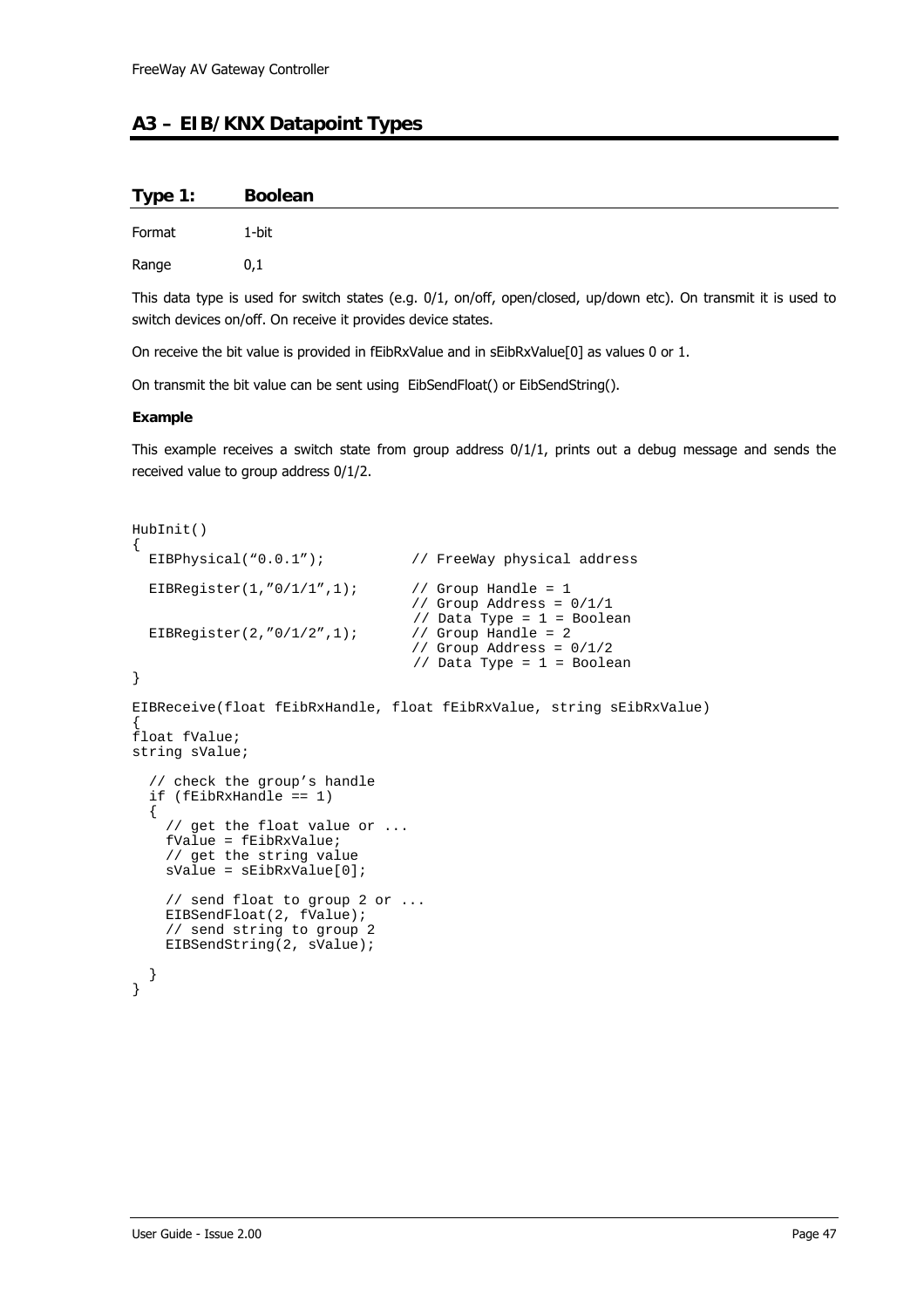## A3 – EIB/KNX Datapoint Types

### Type 1: Boolean

Format 1-bit

Range 0,1

This data type is used for switch states (e.g. 0/1, on/off, open/closed, up/down etc). On transmit it is used to switch devices on/off. On receive it provides device states.

On receive the bit value is provided in fEibRxValue and in sEibRxValue[0] as values 0 or 1.

On transmit the bit value can be sent using EibSendFloat() or EibSendString().

**Example**

This example receives a switch state from group address 0/1/1, prints out a debug message and sends the received value to group address 0/1/2.

```
HubInit()
{
  EIBPhysical("0.0.1");           // FreeWay physical address

  EIBRegister(1,"0/1/1",1);       // Group Handle = 1
                                  // Group Address = 0/1/1
                                  // Data Type = 1 = Boolean
  EIBRegister(2,"0/1/2",1);       // Group Handle = 2
                                  // Group Address = 0/1/2
                                  // Data Type = 1 = Boolean
}

EIBReceive(float fEibRxHandle, float fEibRxValue, string sEibRxValue)
{
float fValue;
string sValue;

  // check the group's handle
  if (fEibRxHandle == 1)
  {
    // get the float value or ...
    fValue = fEibRxValue;
    // get the string value
    sValue = sEibRxValue[0];

    // send float to group 2 or ...
    EIBSendFloat(2, fValue);
    // send string to group 2
    EIBSendString(2, sValue);

  }
}
```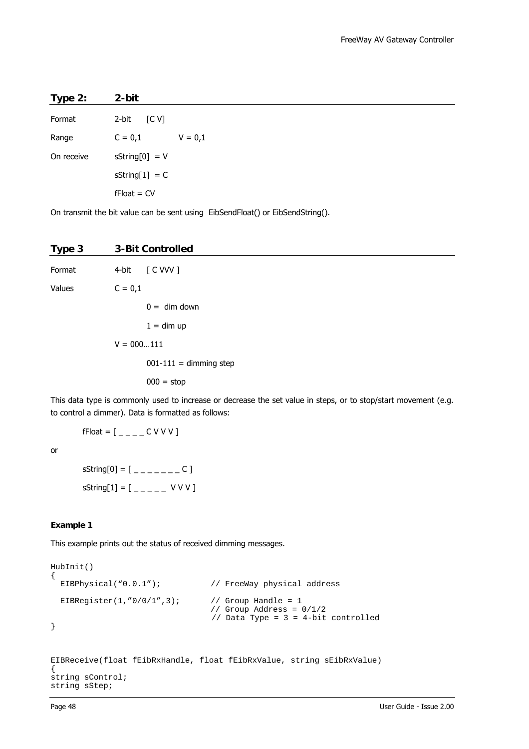## Type 2: 2-bit

| | |
|---|---|
| Format | 2-bit [C V] |
| Range | C = 0,1   V = 0,1 |
| On receive | sString[0] = V |
| | sString[1] = C |
| | fFloat = CV |

On transmit the bit value can be sent using EibSendFloat() or EibSendString().

## Type 3 3-Bit Controlled

| | |
|---|---|
| Format | 4-bit [ C VVV ] |
| Values | C = 0,1 |
| | 0 = dim down |
| | 1 = dim up |
| | V = 000…111 |
| | 001-111 = dimming step |
| | 000 = stop |

This data type is commonly used to increase or decrease the set value in steps, or to stop/start movement (e.g. to control a dimmer). Data is formatted as follows:

fFloat = [ _ _ _ _ C V V V ]

or

sString[0] = [ _ _ _ _ _ _ _ C ]

sString[1] = [ _ _ _ _ _ V V V ]

**Example 1**

This example prints out the status of received dimming messages.

```
HubInit()
{
  EIBPhysical("0.0.1");          // FreeWay physical address

  EIBRegister(1,"0/0/1",3);      // Group Handle = 1
                                 // Group Address = 0/1/2
                                 // Data Type = 3 = 4-bit controlled
}


EIBReceive(float fEibRxHandle, float fEibRxValue, string sEibRxValue)
{
string sControl;
string sStep;
```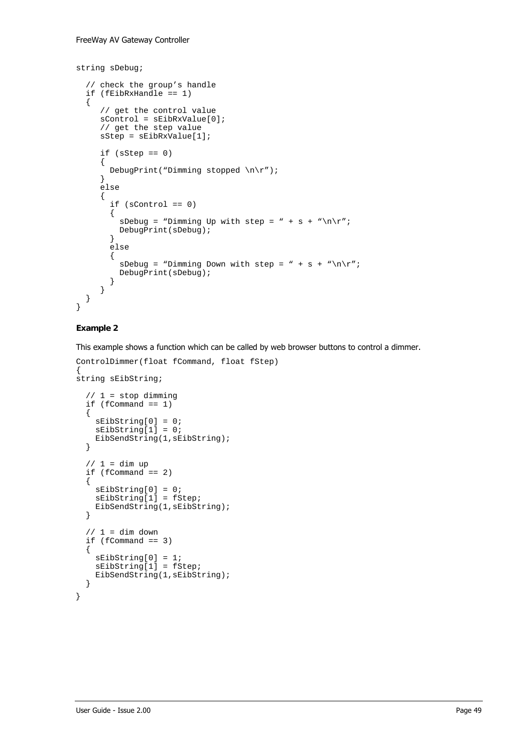```
string sDebug;

  // check the group’s handle
  if (fEibRxHandle == 1)
  {
     // get the control value
     sControl = sEibRxValue[0];
     // get the step value
     sStep = sEibRxValue[1];

     if (sStep == 0)
     {
       DebugPrint(“Dimming stopped \n\r”);
     }
     else
     {
       if (sControl == 0)
       {
         sDebug = “Dimming Up with step = “ + s + “\n\r”;
         DebugPrint(sDebug);
       }
       else
       {
         sDebug = “Dimming Down with step = “ + s + “\n\r”;
         DebugPrint(sDebug);
       }
     }
  }
}
```

**Example 2**

This example shows a function which can be called by web browser buttons to control a dimmer.

```
ControlDimmer(float fCommand, float fStep)
{
string sEibString;

  // 1 = stop dimming
  if (fCommand == 1)
  {
    sEibString[0] = 0;
    sEibString[1] = 0;
    EibSendString(1,sEibString);
  }

  // 1 = dim up
  if (fCommand == 2)
  {
    sEibString[0] = 0;
    sEibString[1] = fStep;
    EibSendString(1,sEibString);
  }

  // 1 = dim down
  if (fCommand == 3)
  {
    sEibString[0] = 1;
    sEibString[1] = fStep;
    EibSendString(1,sEibString);
  }
}
```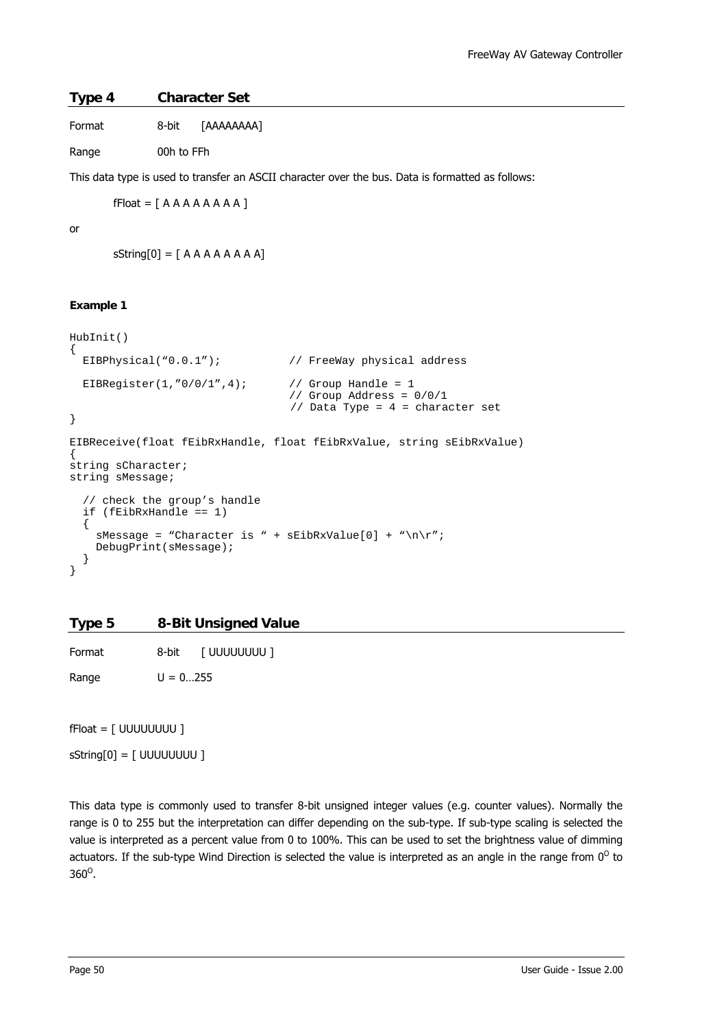## Type 4 Character Set

Format 8-bit [AAAAAAAA]

Range 00h to FFh

This data type is used to transfer an ASCII character over the bus. Data is formatted as follows:

fFloat = [ A A A A A A A A ]

or

sString[0] = [ A A A A A A A A]

**Example 1**

```
HubInit()
{
  EIBPhysical("0.0.1");          // FreeWay physical address

  EIBRegister(1,"0/0/1",4);      // Group Handle = 1
                                 // Group Address = 0/0/1
                                 // Data Type = 4 = character set
}

EIBReceive(float fEibRxHandle, float fEibRxValue, string sEibRxValue)
{
string sCharacter;
string sMessage;

  // check the group's handle
  if (fEibRxHandle == 1)
  {
    sMessage = "Character is " + sEibRxValue[0] + "\n\r";
    DebugPrint(sMessage);
  }
}
```

## Type 5 8-Bit Unsigned Value

Format 8-bit [ UUUUUUUU ]

Range U = 0…255

fFloat = [ UUUUUUUU ]

sString[0] = [ UUUUUUUU ]

This data type is commonly used to transfer 8-bit unsigned integer values (e.g. counter values). Normally the range is 0 to 255 but the interpretation can differ depending on the sub-type. If sub-type scaling is selected the value is interpreted as a percent value from 0 to 100%. This can be used to set the brightness value of dimming actuators. If the sub-type Wind Direction is selected the value is interpreted as an angle in the range from $0^{O}$ to $360^{O}$.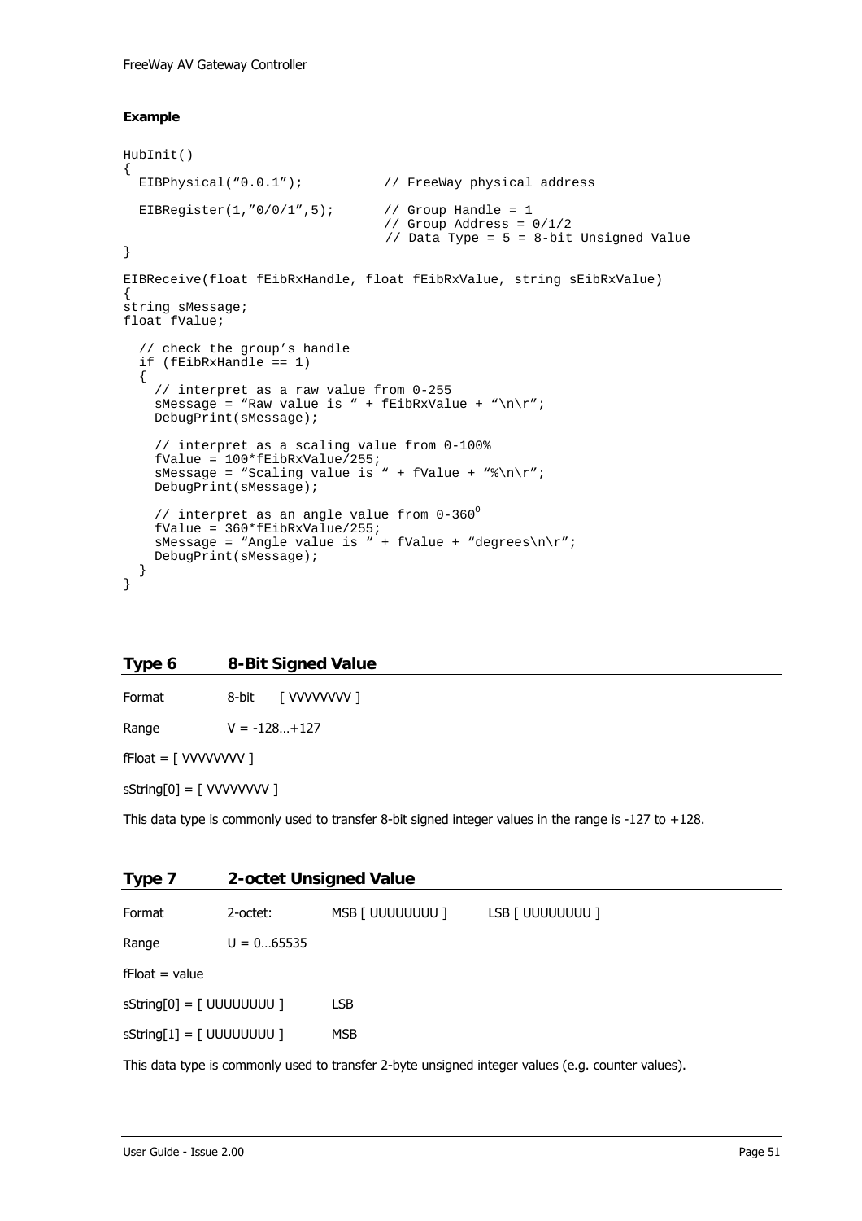**Example**

```
HubInit()
{
  EIBPhysical("0.0.1");           // FreeWay physical address

  EIBRegister(1,"0/0/1",5);       // Group Handle = 1
                                  // Group Address = 0/1/2
                                  // Data Type = 5 = 8-bit Unsigned Value
}

EIBReceive(float fEibRxHandle, float fEibRxValue, string sEibRxValue)
{
string sMessage;
float fValue;

  // check the group's handle
  if (fEibRxHandle == 1)
  {
    // interpret as a raw value from 0-255
    sMessage = "Raw value is " + fEibRxValue + "\n\r";
    DebugPrint(sMessage);

    // interpret as a scaling value from 0-100%
    fValue = 100*fEibRxValue/255;
    sMessage = "Scaling value is " + fValue + "%\n\r";
    DebugPrint(sMessage);

    // interpret as an angle value from 0-360°
    fValue = 360*fEibRxValue/255;
    sMessage = "Angle value is " + fValue + "degrees\n\r";
    DebugPrint(sMessage);
  }
}
```

## Type 6 8-Bit Signed Value

Format 8-bit [ VVVVVVVV ]

Range V = -128…+127

fFloat = [ VVVVVVVV ]

sString[0] = [ VVVVVVVV ]

This data type is commonly used to transfer 8-bit signed integer values in the range is -127 to +128.

## Type 7 2-octet Unsigned Value

Format 2-octet: MSB [ UUUUUUUU ] LSB [ UUUUUUUU ]

Range U = 0…65535

fFloat = value

sString[0] = [ UUUUUUUU ] LSB

sString[1] = [ UUUUUUUU ] MSB

This data type is commonly used to transfer 2-byte unsigned integer values (e.g. counter values).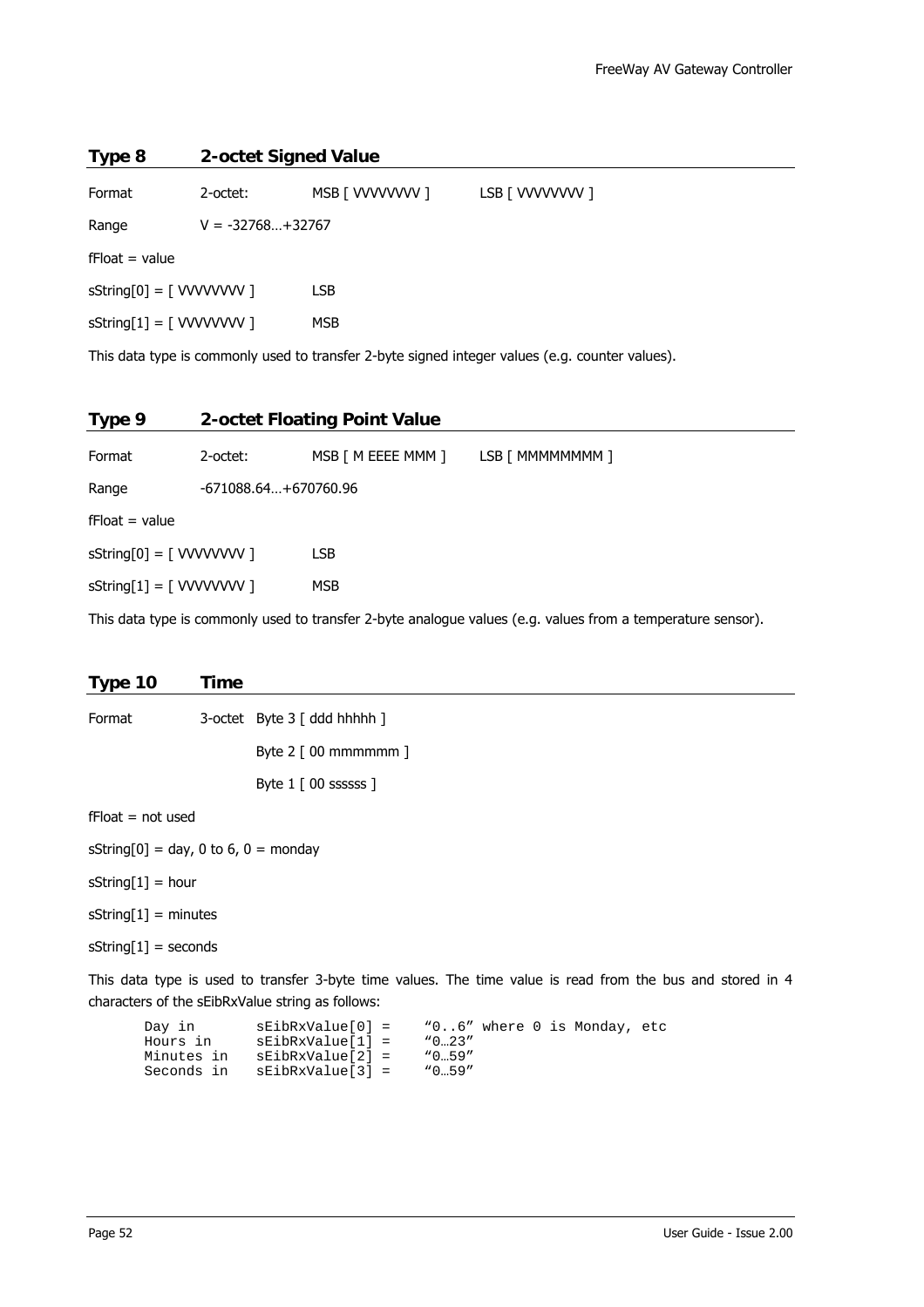## Type 8 2-octet Signed Value

Format 2-octet: MSB [ VVVVVVVV ] LSB [ VVVVVVVV ]

Range V = -32768…+32767

fFloat = value

sString[0] = [ VVVVVVVV ] LSB

sString[1] = [ VVVVVVVV ] MSB

This data type is commonly used to transfer 2-byte signed integer values (e.g. counter values).

## Type 9 2-octet Floating Point Value

Format 2-octet: MSB [ M EEEE MMM ] LSB [ MMMMMMMM ]

Range -671088.64…+670760.96

fFloat = value

sString[0] = [ VVVVVVVV ] LSB

sString[1] = [ VVVVVVVV ] MSB

This data type is commonly used to transfer 2-byte analogue values (e.g. values from a temperature sensor).

## Type 10 Time

Format 3-octet Byte 3 [ ddd hhhhh ]

Byte 2 [ 00 mmmmmm ]

Byte 1 [ 00 ssssss ]

fFloat = not used

sString[0] = day, 0 to 6, 0 = monday

sString[1] = hour

sString[1] = minutes

sString[1] = seconds

This data type is used to transfer 3-byte time values. The time value is read from the bus and stored in 4 characters of the sEibRxValue string as follows:

```
Day in       sEibRxValue[0] =    "0..6" where 0 is Monday, etc
Hours in     sEibRxValue[1] =    "0…23"
Minutes in   sEibRxValue[2] =    "0…59"
Seconds in   sEibRxValue[3] =    "0…59"
```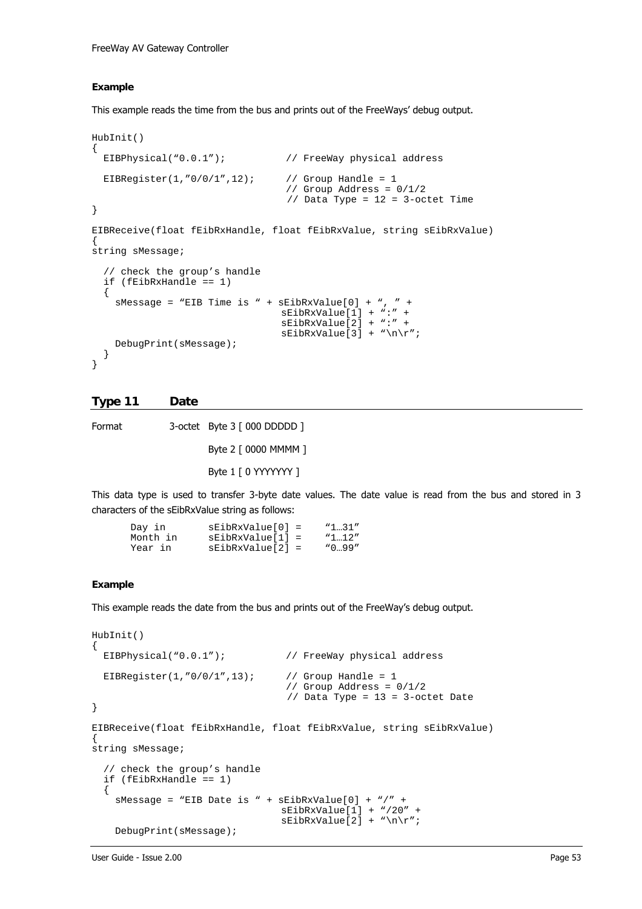**Example**

This example reads the time from the bus and prints out of the FreeWays' debug output.

```
HubInit()
{
  EIBPhysical(“0.0.1”);          // FreeWay physical address

  EIBRegister(1,”0/0/1”,12);      // Group Handle = 1
                                 // Group Address = 0/1/2
                                 // Data Type = 12 = 3-octet Time
}

EIBReceive(float fEibRxHandle, float fEibRxValue, string sEibRxValue)
{
string sMessage;

  // check the group’s handle
  if (fEibRxHandle == 1)
  {
    sMessage = “EIB Time is “ + sEibRxValue[0] + “, ” +
                                sEibRxValue[1] + “:” +
                                sEibRxValue[2] + “:” +
                                sEibRxValue[3] + “\n\r”;
    DebugPrint(sMessage);
  }
}
```

## Type 11 Date

Format 3-octet Byte 3 [ 000 DDDDD ]

Byte 2 [ 0000 MMMM ]

Byte 1 [ 0 YYYYYYY ]

This data type is used to transfer 3-byte date values. The date value is read from the bus and stored in 3 characters of the sEibRxValue string as follows:

```
Day in       sEibRxValue[0] =    “1…31”
Month in     sEibRxValue[1] =    “1…12”
Year in      sEibRxValue[2] =    “0…99”
```

**Example**

This example reads the date from the bus and prints out of the FreeWay's debug output.

```
HubInit()
{
  EIBPhysical(“0.0.1”);          // FreeWay physical address

  EIBRegister(1,”0/0/1”,13);      // Group Handle = 1
                                 // Group Address = 0/1/2
                                 // Data Type = 13 = 3-octet Date
}

EIBReceive(float fEibRxHandle, float fEibRxValue, string sEibRxValue)
{
string sMessage;

  // check the group’s handle
  if (fEibRxHandle == 1)
  {
    sMessage = “EIB Date is “ + sEibRxValue[0] + “/” +
                                sEibRxValue[1] + “/20” +
                                sEibRxValue[2] + “\n\r”;
    DebugPrint(sMessage);
```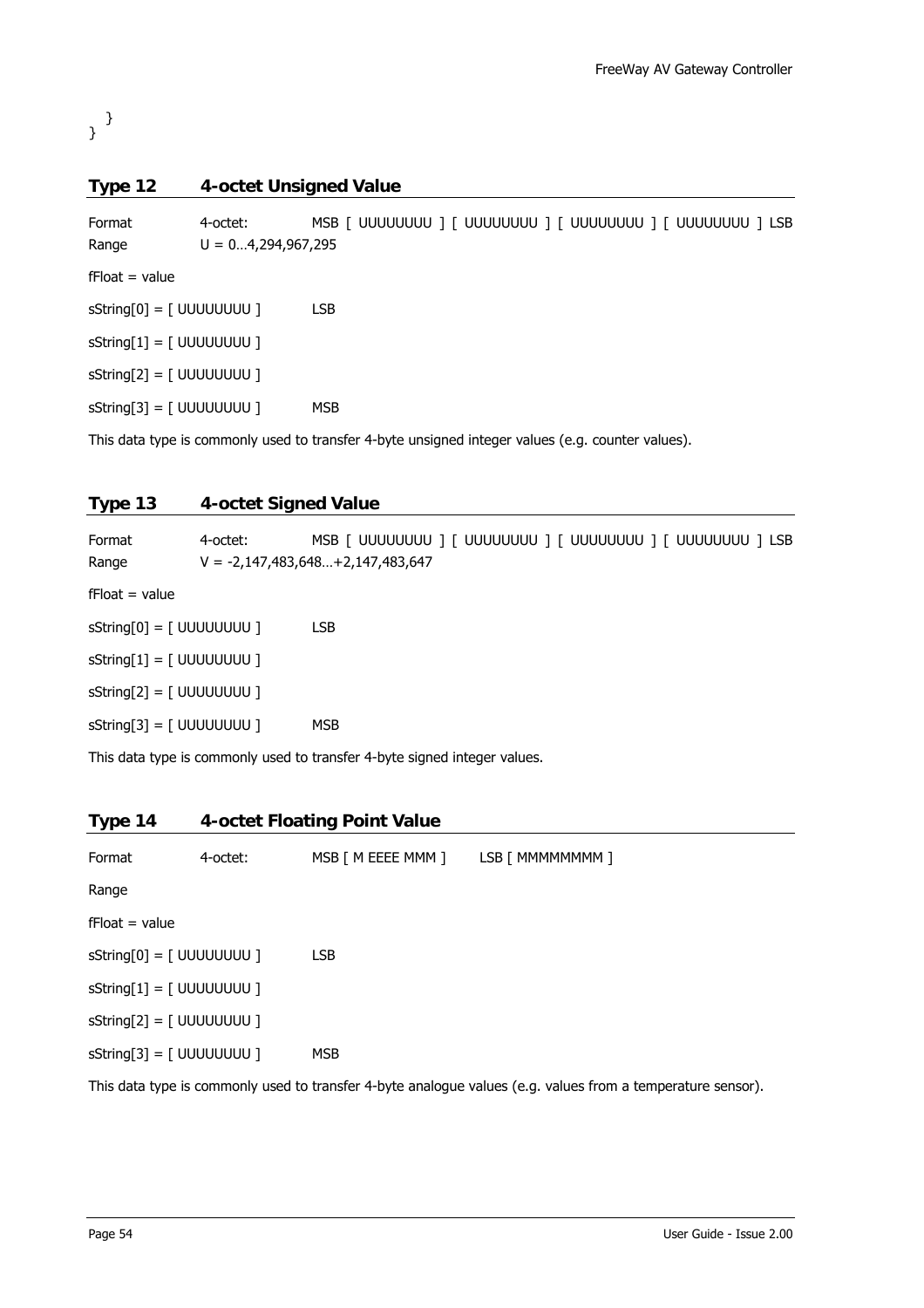```
  }
}
```

## Type 12 4-octet Unsigned Value

Format 4-octet: MSB [ UUUUUUUU ] [ UUUUUUUU ] [ UUUUUUUU ] [ UUUUUUUU ] LSB

Range U = 0…4,294,967,295

fFloat = value

sString[0] = [ UUUUUUUU ] LSB

sString[1] = [ UUUUUUUU ]

sString[2] = [ UUUUUUUU ]

sString[3] = [ UUUUUUUU ] MSB

This data type is commonly used to transfer 4-byte unsigned integer values (e.g. counter values).

## Type 13 4-octet Signed Value

Format 4-octet: MSB [ UUUUUUUU ] [ UUUUUUUU ] [ UUUUUUUU ] [ UUUUUUUU ] LSB

Range V = -2,147,483,648…+2,147,483,647

fFloat = value

sString[0] = [ UUUUUUUU ] LSB

sString[1] = [ UUUUUUUU ]

sString[2] = [ UUUUUUUU ]

sString[3] = [ UUUUUUUU ] MSB

This data type is commonly used to transfer 4-byte signed integer values.

## Type 14 4-octet Floating Point Value

Format 4-octet: MSB [ M EEEE MMM ] LSB [ MMMMMMMM ]

Range

fFloat = value

sString[0] = [ UUUUUUUU ] LSB

sString[1] = [ UUUUUUUU ]

sString[2] = [ UUUUUUUU ]

sString[3] = [ UUUUUUUU ] MSB

This data type is commonly used to transfer 4-byte analogue values (e.g. values from a temperature sensor).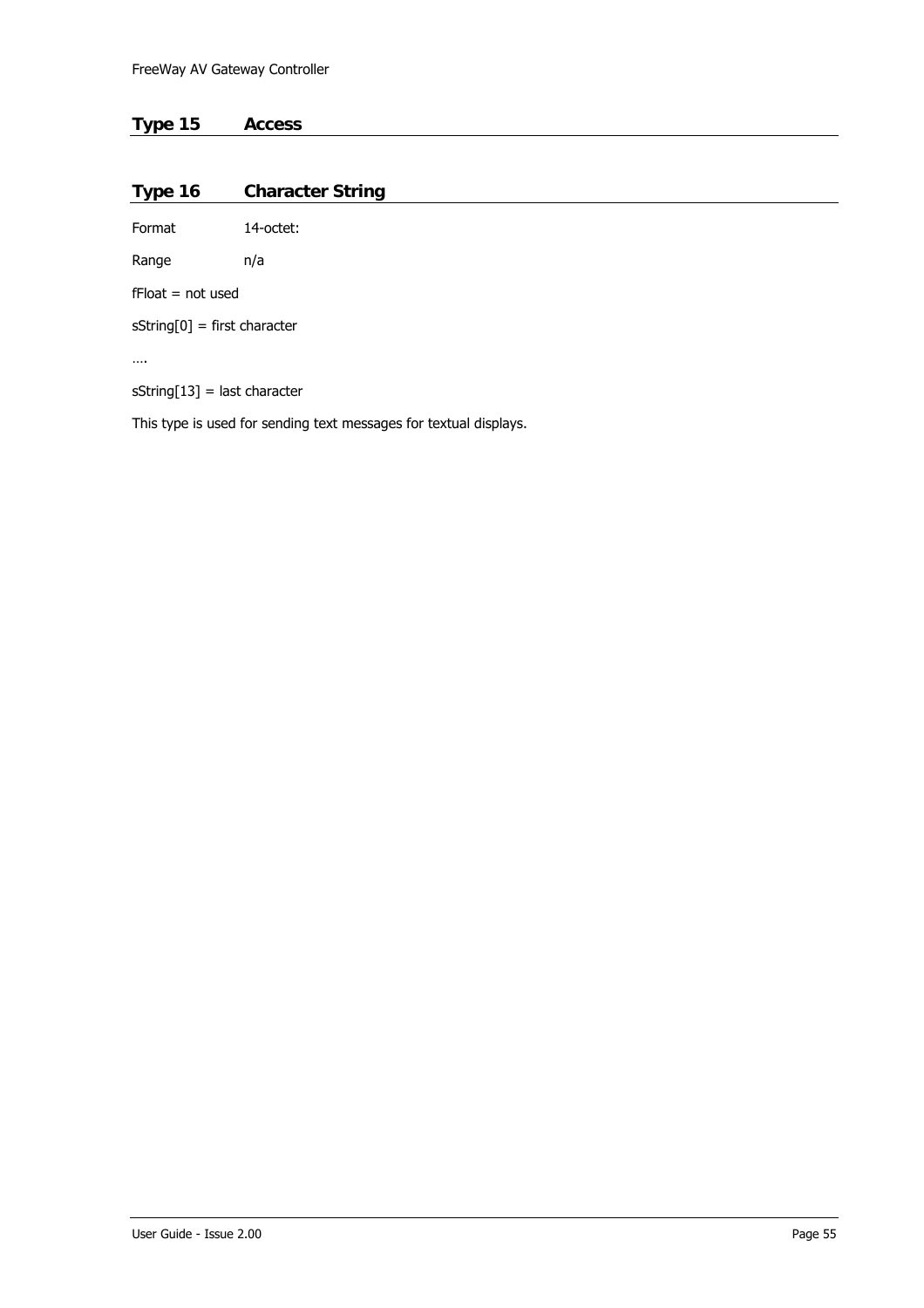## Type 15 Access

## Type 16 Character String

Format 14-octet:

Range n/a

fFloat = not used

sString[0] = first character

….

sString[13] = last character

This type is used for sending text messages for textual displays.